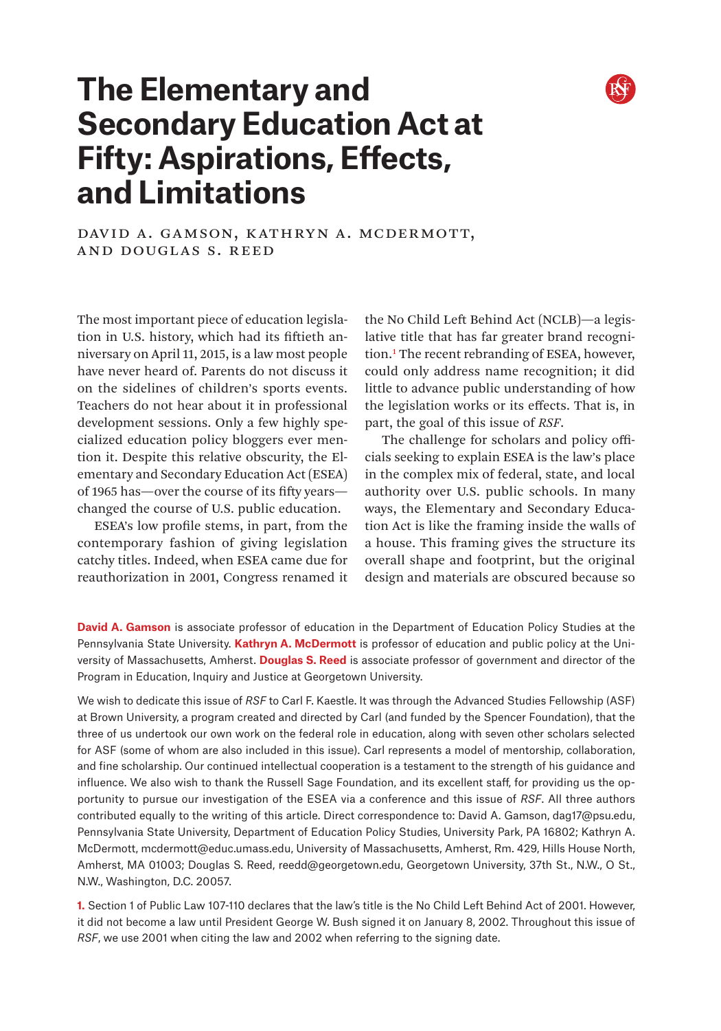# The Elementary and Secondary Education Act at Fifty: Aspirations, Effects, and Limitations

David A. Gamson, Kathryn A. McDermott, and Douglas S. Reed

The most important piece of education legislation in U.S. history, which had its fiftieth anniversary on April 11, 2015, is a law most people have never heard of. Parents do not discuss it on the sidelines of children's sports events. Teachers do not hear about it in professional development sessions. Only a few highly specialized education policy bloggers ever mention it. Despite this relative obscurity, the Elementary and Secondary Education Act (ESEA) of 1965 has—over the course of its fifty years—changed the course of U.S. public education.

ESEA's low profile stems, in part, from the contemporary fashion of giving legislation catchy titles. Indeed, when ESEA came due for reauthorization in 2001, Congress renamed it the No Child Left Behind Act (NCLB)—a legislative title that has far greater brand recognition.[1] The recent rebranding of ESEA, however, could only address name recognition; it did little to advance public understanding of how the legislation works or its effects. That is, in part, the goal of this issue of *RSF*.

The challenge for scholars and policy officials seeking to explain ESEA is the law's place in the complex mix of federal, state, and local authority over U.S. public schools. In many ways, the Elementary and Secondary Education Act is like the framing inside the walls of a house. This framing gives the structure its overall shape and footprint, but the original design and materials are obscured because so

**David A. Gamson** is associate professor of education in the Department of Education Policy Studies at the Pennsylvania State University. **Kathryn A. McDermott** is professor of education and public policy at the University of Massachusetts, Amherst. **Douglas S. Reed** is associate professor of government and director of the Program in Education, Inquiry and Justice at Georgetown University.

We wish to dedicate this issue of *RSF* to Carl F. Kaestle. It was through the Advanced Studies Fellowship (ASF) at Brown University, a program created and directed by Carl (and funded by the Spencer Foundation), that the three of us undertook our own work on the federal role in education, along with seven other scholars selected for ASF (some of whom are also included in this issue). Carl represents a model of mentorship, collaboration, and fine scholarship. Our continued intellectual cooperation is a testament to the strength of his guidance and influence. We also wish to thank the Russell Sage Foundation, and its excellent staff, for providing us the opportunity to pursue our investigation of the ESEA via a conference and this issue of *RSF*. All three authors contributed equally to the writing of this article. Direct correspondence to: David A. Gamson, dag17@psu.edu, Pennsylvania State University, Department of Education Policy Studies, University Park, PA 16802; Kathryn A. McDermott, mcdermott@educ.umass.edu, University of Massachusetts, Amherst, Rm. 429, Hills House North, Amherst, MA 01003; Douglas S. Reed, reedd@georgetown.edu, Georgetown University, 37th St., N.W., O St., N.W., Washington, D.C. 20057.

1. Section 1 of Public Law 107-110 declares that the law's title is the No Child Left Behind Act of 2001. However, it did not become a law until President George W. Bush signed it on January 8, 2002. Throughout this issue of *RSF*, we use 2001 when citing the law and 2002 when referring to the signing date.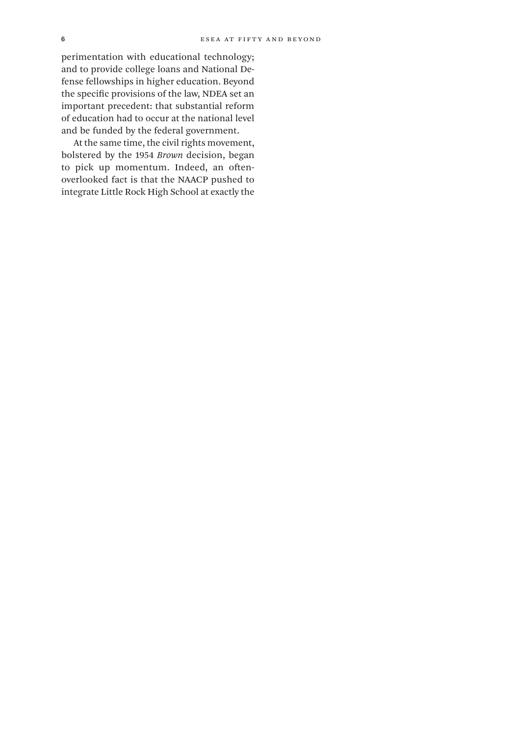perimentation with educational technology; and to provide college loans and National Defense fellowships in higher education. Beyond the specific provisions of the law, NDEA set an important precedent: that substantial reform of education had to occur at the national level and be funded by the federal government.

At the same time, the civil rights movement, bolstered by the 1954 *Brown* decision, began to pick up momentum. Indeed, an often-overlooked fact is that the NAACP pushed to integrate Little Rock High School at exactly the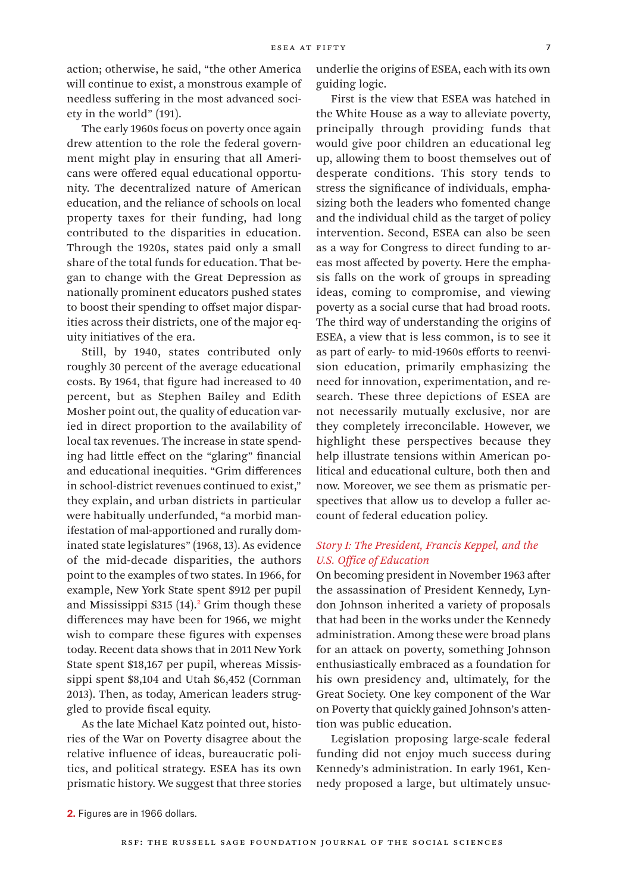action; otherwise, he said, "the other America will continue to exist, a monstrous example of needless suffering in the most advanced society in the world" (191).

The early 1960s focus on poverty once again drew attention to the role the federal government might play in ensuring that all Americans were offered equal educational opportunity. The decentralized nature of American education, and the reliance of schools on local property taxes for their funding, had long contributed to the disparities in education. Through the 1920s, states paid only a small share of the total funds for education. That began to change with the Great Depression as nationally prominent educators pushed states to boost their spending to offset major disparities across their districts, one of the major equity initiatives of the era.

Still, by 1940, states contributed only roughly 30 percent of the average educational costs. By 1964, that figure had increased to 40 percent, but as Stephen Bailey and Edith Mosher point out, the quality of education varied in direct proportion to the availability of local tax revenues. The increase in state spending had little effect on the "glaring" financial and educational inequities. "Grim differences in school-district revenues continued to exist," they explain, and urban districts in particular were habitually underfunded, "a morbid manifestation of mal-apportioned and rurally dominated state legislatures" (1968, 13). As evidence of the mid-decade disparities, the authors point to the examples of two states. In 1966, for example, New York State spent $912 per pupil and Mississippi $315 (14).[2] Grim though these differences may have been for 1966, we might wish to compare these figures with expenses today. Recent data shows that in 2011 New York State spent $18,167 per pupil, whereas Mississippi spent $8,104 and Utah $6,452 (Cornman 2013). Then, as today, American leaders struggled to provide fiscal equity.

As the late Michael Katz pointed out, histories of the War on Poverty disagree about the relative influence of ideas, bureaucratic politics, and political strategy. ESEA has its own prismatic history. We suggest that three stories underlie the origins of ESEA, each with its own guiding logic.

First is the view that ESEA was hatched in the White House as a way to alleviate poverty, principally through providing funds that would give poor children an educational leg up, allowing them to boost themselves out of desperate conditions. This story tends to stress the significance of individuals, emphasizing both the leaders who fomented change and the individual child as the target of policy intervention. Second, ESEA can also be seen as a way for Congress to direct funding to areas most affected by poverty. Here the emphasis falls on the work of groups in spreading ideas, coming to compromise, and viewing poverty as a social curse that had broad roots. The third way of understanding the origins of ESEA, a view that is less common, is to see it as part of early- to mid-1960s efforts to reenvision education, primarily emphasizing the need for innovation, experimentation, and research. These three depictions of ESEA are not necessarily mutually exclusive, nor are they completely irreconcilable. However, we highlight these perspectives because they help illustrate tensions within American political and educational culture, both then and now. Moreover, we see them as prismatic perspectives that allow us to develop a fuller account of federal education policy.

### *Story I: The President, Francis Keppel, and the U.S. Office of Education*

On becoming president in November 1963 after the assassination of President Kennedy, Lyndon Johnson inherited a variety of proposals that had been in the works under the Kennedy administration. Among these were broad plans for an attack on poverty, something Johnson enthusiastically embraced as a foundation for his own presidency and, ultimately, for the Great Society. One key component of the War on Poverty that quickly gained Johnson's attention was public education.

Legislation proposing large-scale federal funding did not enjoy much success during Kennedy's administration. In early 1961, Kennedy proposed a large, but ultimately unsuc-

**2.** Figures are in 1966 dollars.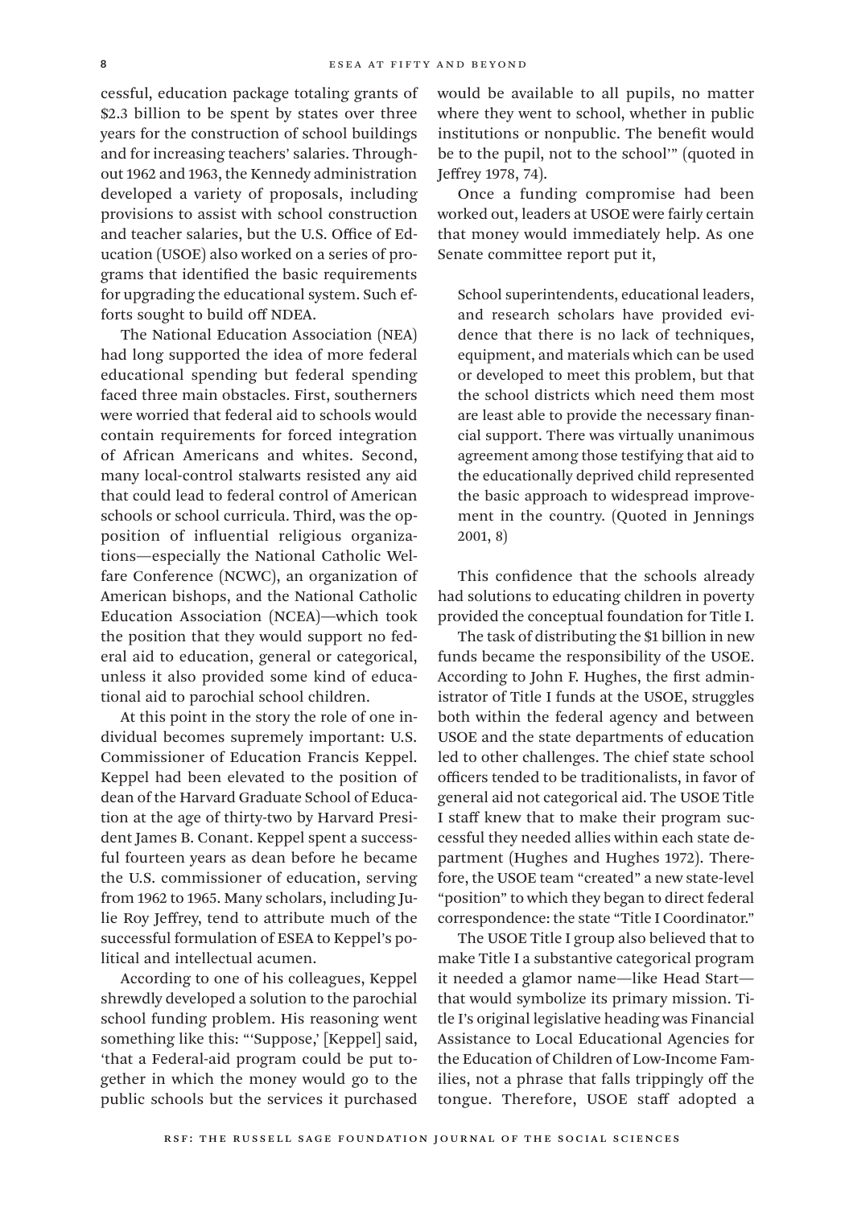cessful, education package totaling grants of $2.3 billion to be spent by states over three years for the construction of school buildings and for increasing teachers' salaries. Throughout 1962 and 1963, the Kennedy administration developed a variety of proposals, including provisions to assist with school construction and teacher salaries, but the U.S. Office of Education (USOE) also worked on a series of programs that identified the basic requirements for upgrading the educational system. Such efforts sought to build off NDEA.

The National Education Association (NEA) had long supported the idea of more federal educational spending but federal spending faced three main obstacles. First, southerners were worried that federal aid to schools would contain requirements for forced integration of African Americans and whites. Second, many local-control stalwarts resisted any aid that could lead to federal control of American schools or school curricula. Third, was the opposition of influential religious organizations—especially the National Catholic Welfare Conference (NCWC), an organization of American bishops, and the National Catholic Education Association (NCEA)—which took the position that they would support no federal aid to education, general or categorical, unless it also provided some kind of educational aid to parochial school children.

At this point in the story the role of one individual becomes supremely important: U.S. Commissioner of Education Francis Keppel. Keppel had been elevated to the position of dean of the Harvard Graduate School of Education at the age of thirty-two by Harvard President James B. Conant. Keppel spent a successful fourteen years as dean before he became the U.S. commissioner of education, serving from 1962 to 1965. Many scholars, including Julie Roy Jeffrey, tend to attribute much of the successful formulation of ESEA to Keppel's political and intellectual acumen.

According to one of his colleagues, Keppel shrewdly developed a solution to the parochial school funding problem. His reasoning went something like this: "'Suppose,' [Keppel] said, 'that a Federal-aid program could be put together in which the money would go to the public schools but the services it purchased would be available to all pupils, no matter where they went to school, whether in public institutions or nonpublic. The benefit would be to the pupil, not to the school'" (quoted in Jeffrey 1978, 74).

Once a funding compromise had been worked out, leaders at USOE were fairly certain that money would immediately help. As one Senate committee report put it,

> School superintendents, educational leaders, and research scholars have provided evidence that there is no lack of techniques, equipment, and materials which can be used or developed to meet this problem, but that the school districts which need them most are least able to provide the necessary financial support. There was virtually unanimous agreement among those testifying that aid to the educationally deprived child represented the basic approach to widespread improvement in the country. (Quoted in Jennings 2001, 8)

This confidence that the schools already had solutions to educating children in poverty provided the conceptual foundation for Title I.

The task of distributing the $1 billion in new funds became the responsibility of the USOE. According to John F. Hughes, the first administrator of Title I funds at the USOE, struggles both within the federal agency and between USOE and the state departments of education led to other challenges. The chief state school officers tended to be traditionalists, in favor of general aid not categorical aid. The USOE Title I staff knew that to make their program successful they needed allies within each state department (Hughes and Hughes 1972). Therefore, the USOE team "created" a new state-level "position" to which they began to direct federal correspondence: the state "Title I Coordinator."

The USOE Title I group also believed that to make Title I a substantive categorical program it needed a glamor name—like Head Start—that would symbolize its primary mission. Title I's original legislative heading was Financial Assistance to Local Educational Agencies for the Education of Children of Low-Income Families, not a phrase that falls trippingly off the tongue. Therefore, USOE staff adopted a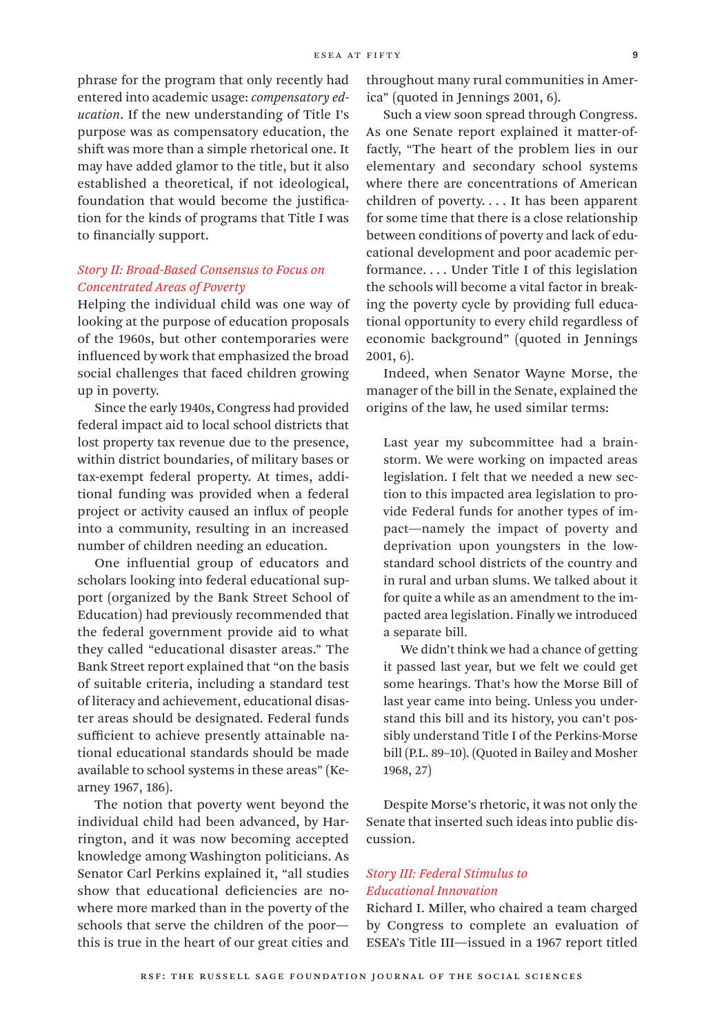phrase for the program that only recently had entered into academic usage: *compensatory education*. If the new understanding of Title I's purpose was as compensatory education, the shift was more than a simple rhetorical one. It may have added glamor to the title, but it also established a theoretical, if not ideological, foundation that would become the justification for the kinds of programs that Title I was to financially support.

### *Story II: Broad-Based Consensus to Focus on Concentrated Areas of Poverty*

Helping the individual child was one way of looking at the purpose of education proposals of the 1960s, but other contemporaries were influenced by work that emphasized the broad social challenges that faced children growing up in poverty.

Since the early 1940s, Congress had provided federal impact aid to local school districts that lost property tax revenue due to the presence, within district boundaries, of military bases or tax-exempt federal property. At times, additional funding was provided when a federal project or activity caused an influx of people into a community, resulting in an increased number of children needing an education.

One influential group of educators and scholars looking into federal educational support (organized by the Bank Street School of Education) had previously recommended that the federal government provide aid to what they called "educational disaster areas." The Bank Street report explained that "on the basis of suitable criteria, including a standard test of literacy and achievement, educational disaster areas should be designated. Federal funds sufficient to achieve presently attainable national educational standards should be made available to school systems in these areas" (Kearney 1967, 186).

The notion that poverty went beyond the individual child had been advanced, by Harrington, and it was now becoming accepted knowledge among Washington politicians. As Senator Carl Perkins explained it, "all studies show that educational deficiencies are nowhere more marked than in the poverty of the schools that serve the children of the poor—this is true in the heart of our great cities and throughout many rural communities in America" (quoted in Jennings 2001, 6).

Such a view soon spread through Congress. As one Senate report explained it matter-of-factly, "The heart of the problem lies in our elementary and secondary school systems where there are concentrations of American children of poverty. . . . It has been apparent for some time that there is a close relationship between conditions of poverty and lack of educational development and poor academic performance. . . . Under Title I of this legislation the schools will become a vital factor in breaking the poverty cycle by providing full educational opportunity to every child regardless of economic background" (quoted in Jennings 2001, 6).

Indeed, when Senator Wayne Morse, the manager of the bill in the Senate, explained the origins of the law, he used similar terms:

> Last year my subcommittee had a brainstorm. We were working on impacted areas legislation. I felt that we needed a new section to this impacted area legislation to provide Federal funds for another types of impact—namely the impact of poverty and deprivation upon youngsters in the low-standard school districts of the country and in rural and urban slums. We talked about it for quite a while as an amendment to the impacted area legislation. Finally we introduced a separate bill.
>
> We didn't think we had a chance of getting it passed last year, but we felt we could get some hearings. That's how the Morse Bill of last year came into being. Unless you understand this bill and its history, you can't possibly understand Title I of the Perkins-Morse bill (P.L. 89–10). (Quoted in Bailey and Mosher 1968, 27)

Despite Morse's rhetoric, it was not only the Senate that inserted such ideas into public discussion.

### *Story III: Federal Stimulus to Educational Innovation*

Richard I. Miller, who chaired a team charged by Congress to complete an evaluation of ESEA's Title III—issued in a 1967 report titled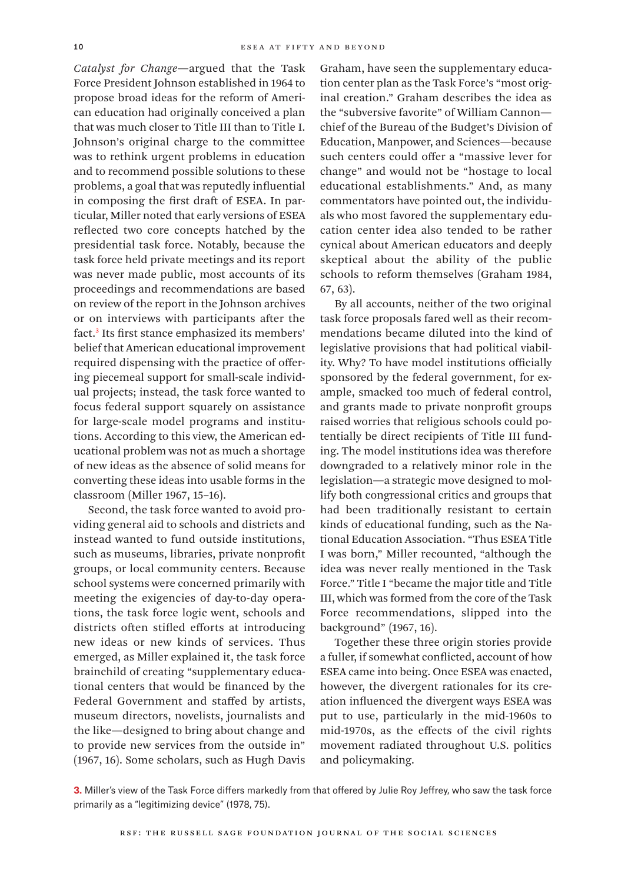*Catalyst for Change*—argued that the Task Force President Johnson established in 1964 to propose broad ideas for the reform of American education had originally conceived a plan that was much closer to Title III than to Title I. Johnson's original charge to the committee was to rethink urgent problems in education and to recommend possible solutions to these problems, a goal that was reputedly influential in composing the first draft of ESEA. In particular, Miller noted that early versions of ESEA reflected two core concepts hatched by the presidential task force. Notably, because the task force held private meetings and its report was never made public, most accounts of its proceedings and recommendations are based on review of the report in the Johnson archives or on interviews with participants after the fact.[3] Its first stance emphasized its members' belief that American educational improvement required dispensing with the practice of offering piecemeal support for small-scale individual projects; instead, the task force wanted to focus federal support squarely on assistance for large-scale model programs and institutions. According to this view, the American educational problem was not as much a shortage of new ideas as the absence of solid means for converting these ideas into usable forms in the classroom (Miller 1967, 15–16).

Second, the task force wanted to avoid providing general aid to schools and districts and instead wanted to fund outside institutions, such as museums, libraries, private nonprofit groups, or local community centers. Because school systems were concerned primarily with meeting the exigencies of day-to-day operations, the task force logic went, schools and districts often stifled efforts at introducing new ideas or new kinds of services. Thus emerged, as Miller explained it, the task force brainchild of creating "supplementary educational centers that would be financed by the Federal Government and staffed by artists, museum directors, novelists, journalists and the like—designed to bring about change and to provide new services from the outside in" (1967, 16). Some scholars, such as Hugh Davis Graham, have seen the supplementary education center plan as the Task Force's "most original creation." Graham describes the idea as the "subversive favorite" of William Cannon—chief of the Bureau of the Budget's Division of Education, Manpower, and Sciences—because such centers could offer a "massive lever for change" and would not be "hostage to local educational establishments." And, as many commentators have pointed out, the individuals who most favored the supplementary education center idea also tended to be rather cynical about American educators and deeply skeptical about the ability of the public schools to reform themselves (Graham 1984, 67, 63).

By all accounts, neither of the two original task force proposals fared well as their recommendations became diluted into the kind of legislative provisions that had political viability. Why? To have model institutions officially sponsored by the federal government, for example, smacked too much of federal control, and grants made to private nonprofit groups raised worries that religious schools could potentially be direct recipients of Title III funding. The model institutions idea was therefore downgraded to a relatively minor role in the legislation—a strategic move designed to mollify both congressional critics and groups that had been traditionally resistant to certain kinds of educational funding, such as the National Education Association. "Thus ESEA Title I was born," Miller recounted, "although the idea was never really mentioned in the Task Force." Title I "became the major title and Title III, which was formed from the core of the Task Force recommendations, slipped into the background" (1967, 16).

Together these three origin stories provide a fuller, if somewhat conflicted, account of how ESEA came into being. Once ESEA was enacted, however, the divergent rationales for its creation influenced the divergent ways ESEA was put to use, particularly in the mid-1960s to mid-1970s, as the effects of the civil rights movement radiated throughout U.S. politics and policymaking.

**3.** Miller's view of the Task Force differs markedly from that offered by Julie Roy Jeffrey, who saw the task force primarily as a "legitimizing device" (1978, 75).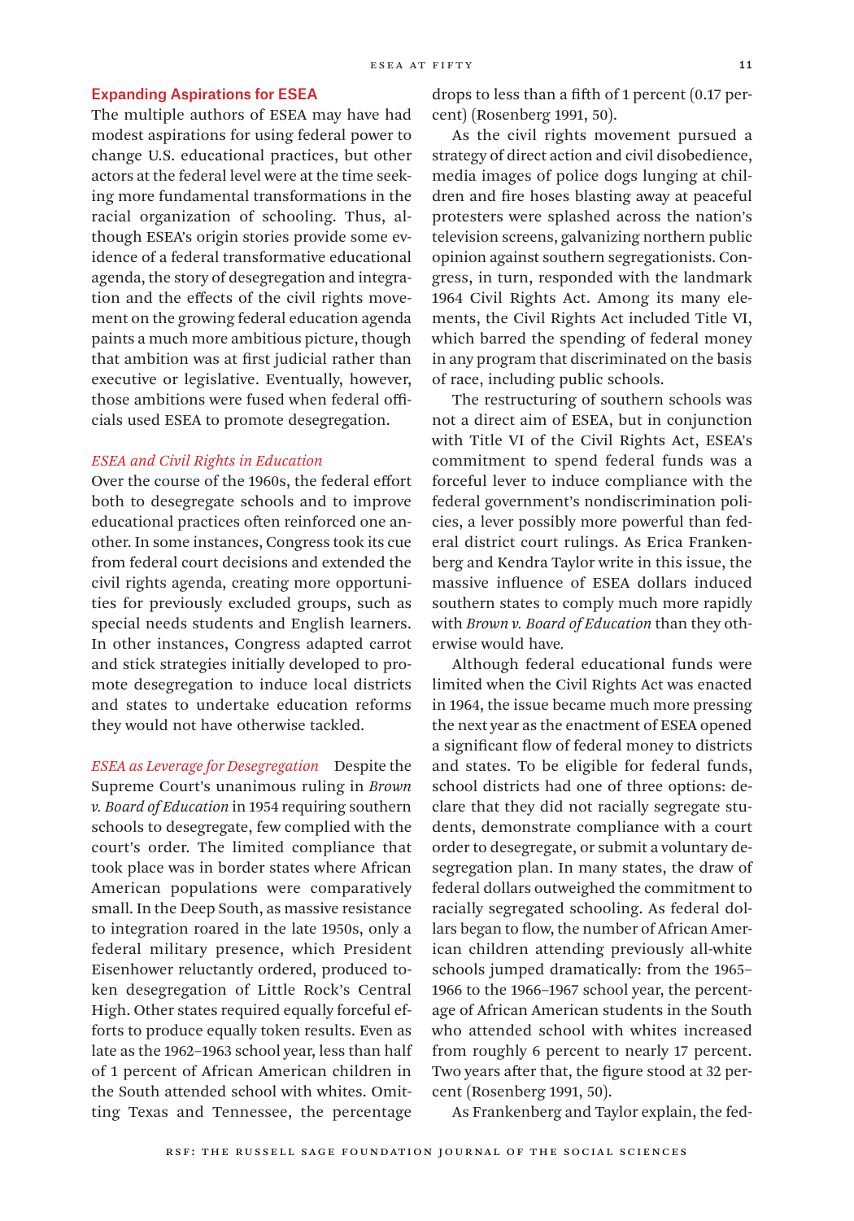## Expanding Aspirations for ESEA

The multiple authors of ESEA may have had modest aspirations for using federal power to change U.S. educational practices, but other actors at the federal level were at the time seeking more fundamental transformations in the racial organization of schooling. Thus, although ESEA's origin stories provide some evidence of a federal transformative educational agenda, the story of desegregation and integration and the effects of the civil rights movement on the growing federal education agenda paints a much more ambitious picture, though that ambition was at first judicial rather than executive or legislative. Eventually, however, those ambitions were fused when federal officials used ESEA to promote desegregation.

### *ESEA and Civil Rights in Education*

Over the course of the 1960s, the federal effort both to desegregate schools and to improve educational practices often reinforced one another. In some instances, Congress took its cue from federal court decisions and extended the civil rights agenda, creating more opportunities for previously excluded groups, such as special needs students and English learners. In other instances, Congress adapted carrot and stick strategies initially developed to promote desegregation to induce local districts and states to undertake education reforms they would not have otherwise tackled.

*ESEA as Leverage for Desegregation* Despite the Supreme Court's unanimous ruling in *Brown v. Board of Education* in 1954 requiring southern schools to desegregate, few complied with the court's order. The limited compliance that took place was in border states where African American populations were comparatively small. In the Deep South, as massive resistance to integration roared in the late 1950s, only a federal military presence, which President Eisenhower reluctantly ordered, produced token desegregation of Little Rock's Central High. Other states required equally forceful efforts to produce equally token results. Even as late as the 1962–1963 school year, less than half of 1 percent of African American children in the South attended school with whites. Omitting Texas and Tennessee, the percentage drops to less than a fifth of 1 percent (0.17 percent) (Rosenberg 1991, 50).

As the civil rights movement pursued a strategy of direct action and civil disobedience, media images of police dogs lunging at children and fire hoses blasting away at peaceful protesters were splashed across the nation's television screens, galvanizing northern public opinion against southern segregationists. Congress, in turn, responded with the landmark 1964 Civil Rights Act. Among its many elements, the Civil Rights Act included Title VI, which barred the spending of federal money in any program that discriminated on the basis of race, including public schools.

The restructuring of southern schools was not a direct aim of ESEA, but in conjunction with Title VI of the Civil Rights Act, ESEA's commitment to spend federal funds was a forceful lever to induce compliance with the federal government's nondiscrimination policies, a lever possibly more powerful than federal district court rulings. As Erica Frankenberg and Kendra Taylor write in this issue, the massive influence of ESEA dollars induced southern states to comply much more rapidly with *Brown v. Board of Education* than they otherwise would have.

Although federal educational funds were limited when the Civil Rights Act was enacted in 1964, the issue became much more pressing the next year as the enactment of ESEA opened a significant flow of federal money to districts and states. To be eligible for federal funds, school districts had one of three options: declare that they did not racially segregate students, demonstrate compliance with a court order to desegregate, or submit a voluntary desegregation plan. In many states, the draw of federal dollars outweighed the commitment to racially segregated schooling. As federal dollars began to flow, the number of African American children attending previously all-white schools jumped dramatically: from the 1965–1966 to the 1966–1967 school year, the percentage of African American students in the South who attended school with whites increased from roughly 6 percent to nearly 17 percent. Two years after that, the figure stood at 32 percent (Rosenberg 1991, 50).

As Frankenberg and Taylor explain, the fed-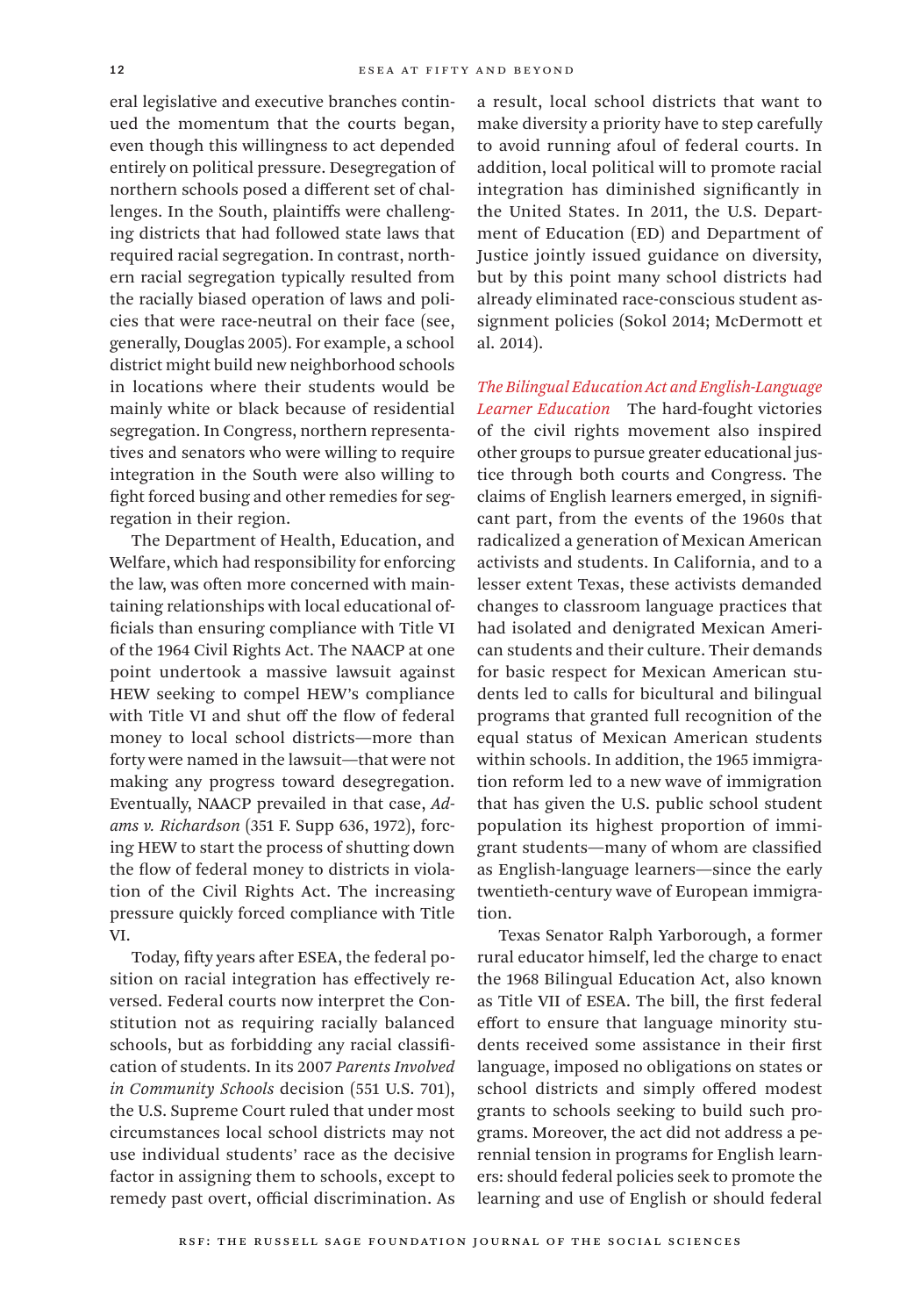eral legislative and executive branches continued the momentum that the courts began, even though this willingness to act depended entirely on political pressure. Desegregation of northern schools posed a different set of challenges. In the South, plaintiffs were challenging districts that had followed state laws that required racial segregation. In contrast, northern racial segregation typically resulted from the racially biased operation of laws and policies that were race-neutral on their face (see, generally, Douglas 2005). For example, a school district might build new neighborhood schools in locations where their students would be mainly white or black because of residential segregation. In Congress, northern representatives and senators who were willing to require integration in the South were also willing to fight forced busing and other remedies for segregation in their region.

The Department of Health, Education, and Welfare, which had responsibility for enforcing the law, was often more concerned with maintaining relationships with local educational officials than ensuring compliance with Title VI of the 1964 Civil Rights Act. The NAACP at one point undertook a massive lawsuit against HEW seeking to compel HEW's compliance with Title VI and shut off the flow of federal money to local school districts—more than forty were named in the lawsuit—that were not making any progress toward desegregation. Eventually, NAACP prevailed in that case, *Adams v. Richardson* (351 F. Supp 636, 1972), forcing HEW to start the process of shutting down the flow of federal money to districts in violation of the Civil Rights Act. The increasing pressure quickly forced compliance with Title VI.

Today, fifty years after ESEA, the federal position on racial integration has effectively reversed. Federal courts now interpret the Constitution not as requiring racially balanced schools, but as forbidding any racial classification of students. In its 2007 *Parents Involved in Community Schools* decision (551 U.S. 701), the U.S. Supreme Court ruled that under most circumstances local school districts may not use individual students' race as the decisive factor in assigning them to schools, except to remedy past overt, official discrimination. As a result, local school districts that want to make diversity a priority have to step carefully to avoid running afoul of federal courts. In addition, local political will to promote racial integration has diminished significantly in the United States. In 2011, the U.S. Department of Education (ED) and Department of Justice jointly issued guidance on diversity, but by this point many school districts had already eliminated race-conscious student assignment policies (Sokol 2014; McDermott et al. 2014).

*The Bilingual Education Act and English-Language Learner Education* The hard-fought victories of the civil rights movement also inspired other groups to pursue greater educational justice through both courts and Congress. The claims of English learners emerged, in significant part, from the events of the 1960s that radicalized a generation of Mexican American activists and students. In California, and to a lesser extent Texas, these activists demanded changes to classroom language practices that had isolated and denigrated Mexican American students and their culture. Their demands for basic respect for Mexican American students led to calls for bicultural and bilingual programs that granted full recognition of the equal status of Mexican American students within schools. In addition, the 1965 immigration reform led to a new wave of immigration that has given the U.S. public school student population its highest proportion of immigrant students—many of whom are classified as English-language learners—since the early twentieth-century wave of European immigration.

Texas Senator Ralph Yarborough, a former rural educator himself, led the charge to enact the 1968 Bilingual Education Act, also known as Title VII of ESEA. The bill, the first federal effort to ensure that language minority students received some assistance in their first language, imposed no obligations on states or school districts and simply offered modest grants to schools seeking to build such programs. Moreover, the act did not address a perennial tension in programs for English learners: should federal policies seek to promote the learning and use of English or should federal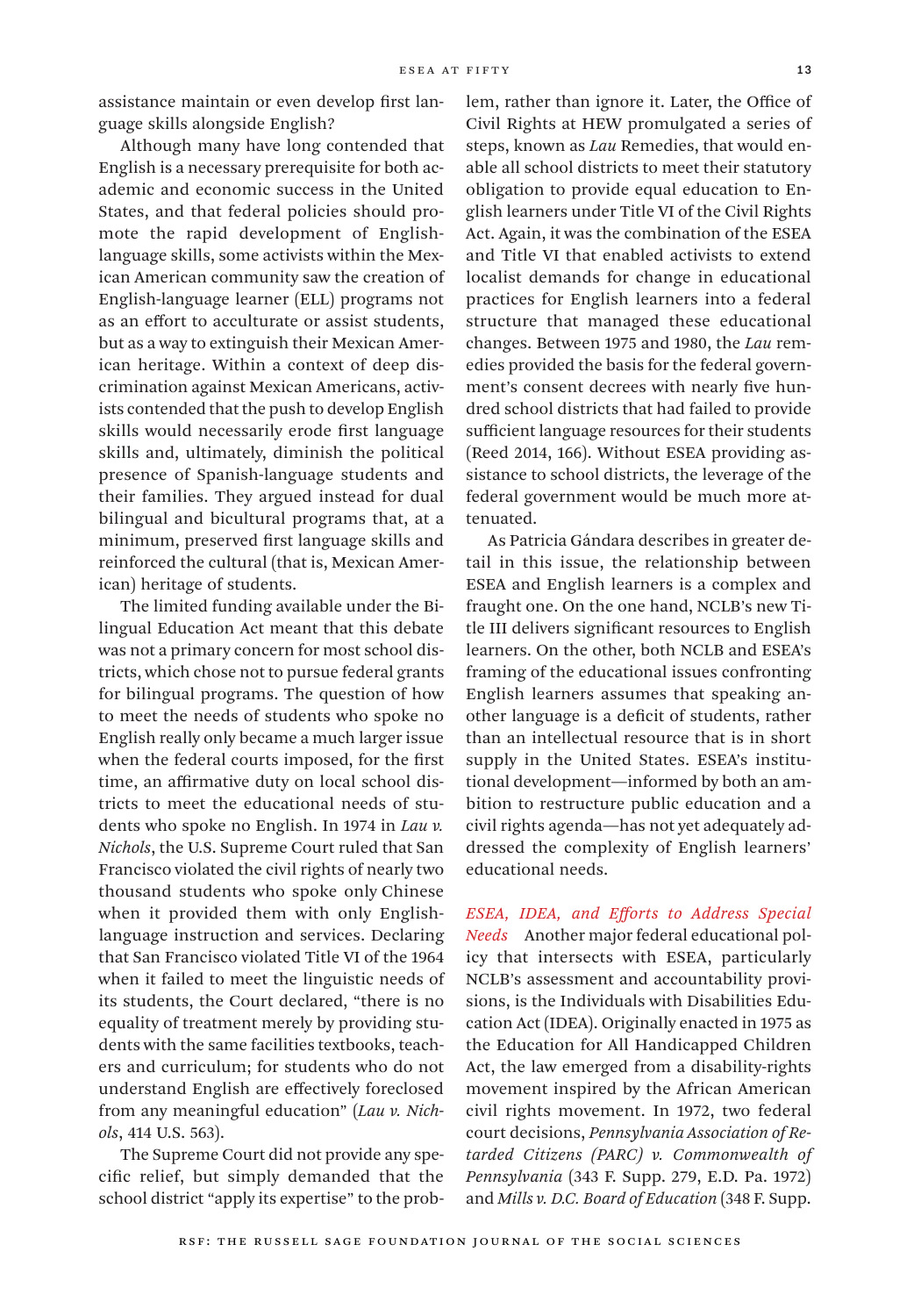assistance maintain or even develop first language skills alongside English?

Although many have long contended that English is a necessary prerequisite for both academic and economic success in the United States, and that federal policies should promote the rapid development of English-language skills, some activists within the Mexican American community saw the creation of English-language learner (ELL) programs not as an effort to acculturate or assist students, but as a way to extinguish their Mexican American heritage. Within a context of deep discrimination against Mexican Americans, activists contended that the push to develop English skills would necessarily erode first language skills and, ultimately, diminish the political presence of Spanish-language students and their families. They argued instead for dual bilingual and bicultural programs that, at a minimum, preserved first language skills and reinforced the cultural (that is, Mexican American) heritage of students.

The limited funding available under the Bilingual Education Act meant that this debate was not a primary concern for most school districts, which chose not to pursue federal grants for bilingual programs. The question of how to meet the needs of students who spoke no English really only became a much larger issue when the federal courts imposed, for the first time, an affirmative duty on local school districts to meet the educational needs of students who spoke no English. In 1974 in *Lau v. Nichols*, the U.S. Supreme Court ruled that San Francisco violated the civil rights of nearly two thousand students who spoke only Chinese when it provided them with only English-language instruction and services. Declaring that San Francisco violated Title VI of the 1964 when it failed to meet the linguistic needs of its students, the Court declared, "there is no equality of treatment merely by providing students with the same facilities textbooks, teachers and curriculum; for students who do not understand English are effectively foreclosed from any meaningful education" (*Lau v. Nichols*, 414 U.S. 563).

The Supreme Court did not provide any specific relief, but simply demanded that the school district "apply its expertise" to the problem, rather than ignore it. Later, the Office of Civil Rights at HEW promulgated a series of steps, known as *Lau* Remedies, that would enable all school districts to meet their statutory obligation to provide equal education to English learners under Title VI of the Civil Rights Act. Again, it was the combination of the ESEA and Title VI that enabled activists to extend localist demands for change in educational practices for English learners into a federal structure that managed these educational changes. Between 1975 and 1980, the *Lau* remedies provided the basis for the federal government's consent decrees with nearly five hundred school districts that had failed to provide sufficient language resources for their students (Reed 2014, 166). Without ESEA providing assistance to school districts, the leverage of the federal government would be much more attenuated.

As Patricia Gándara describes in greater detail in this issue, the relationship between ESEA and English learners is a complex and fraught one. On the one hand, NCLB's new Title III delivers significant resources to English learners. On the other, both NCLB and ESEA's framing of the educational issues confronting English learners assumes that speaking another language is a deficit of students, rather than an intellectual resource that is in short supply in the United States. ESEA's institutional development—informed by both an ambition to restructure public education and a civil rights agenda—has not yet adequately addressed the complexity of English learners' educational needs.

*ESEA, IDEA, and Efforts to Address Special Needs* Another major federal educational policy that intersects with ESEA, particularly NCLB's assessment and accountability provisions, is the Individuals with Disabilities Education Act (IDEA). Originally enacted in 1975 as the Education for All Handicapped Children Act, the law emerged from a disability-rights movement inspired by the African American civil rights movement. In 1972, two federal court decisions, *Pennsylvania Association of Retarded Citizens (PARC) v. Commonwealth of Pennsylvania* (343 F. Supp. 279, E.D. Pa. 1972) and *Mills v. D.C. Board of Education* (348 F. Supp.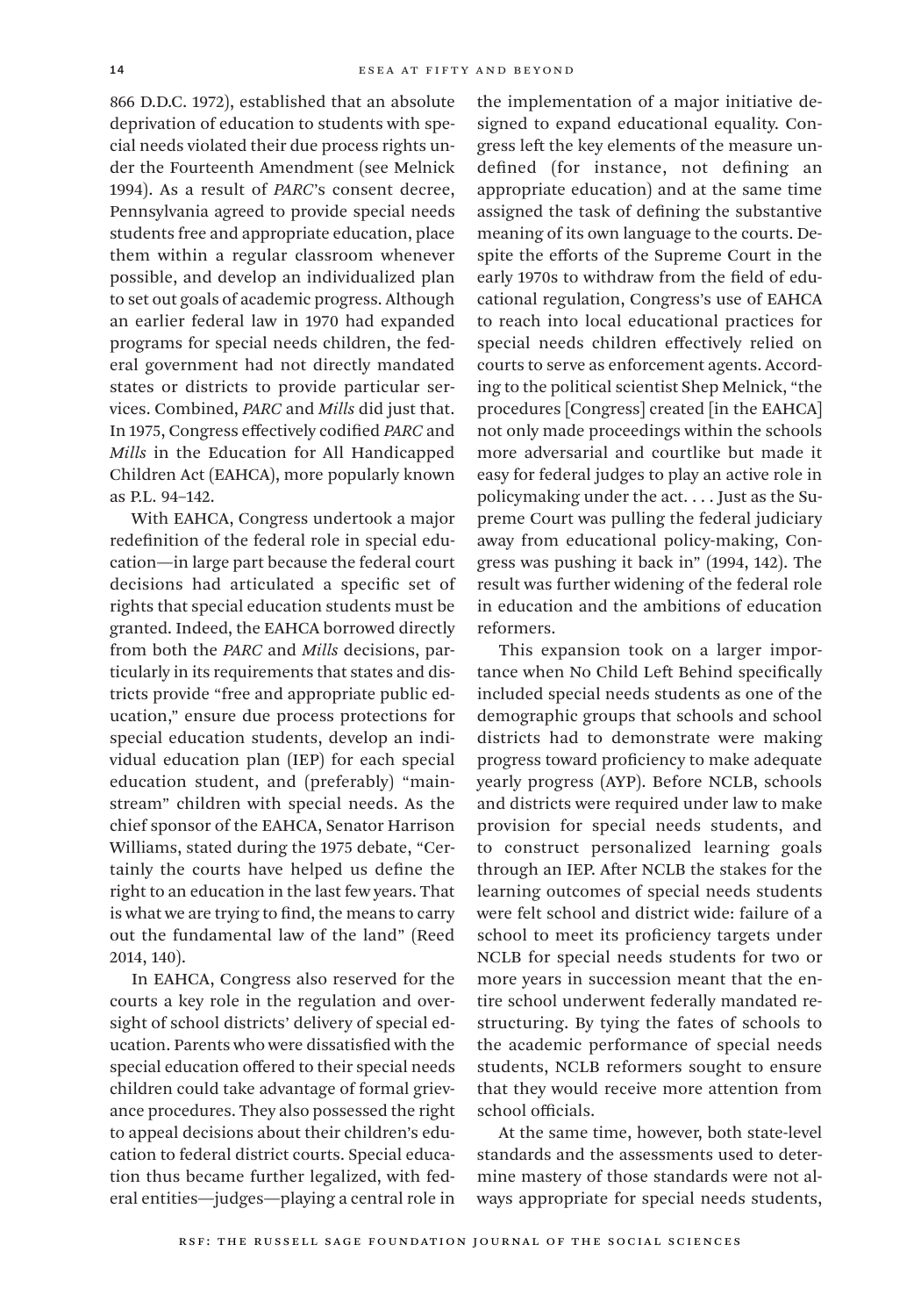866 D.D.C. 1972), established that an absolute deprivation of education to students with special needs violated their due process rights under the Fourteenth Amendment (see Melnick 1994). As a result of *PARC*'s consent decree, Pennsylvania agreed to provide special needs students free and appropriate education, place them within a regular classroom whenever possible, and develop an individualized plan to set out goals of academic progress. Although an earlier federal law in 1970 had expanded programs for special needs children, the federal government had not directly mandated states or districts to provide particular services. Combined, *PARC* and *Mills* did just that. In 1975, Congress effectively codified *PARC* and *Mills* in the Education for All Handicapped Children Act (EAHCA), more popularly known as P.L. 94–142.

With EAHCA, Congress undertook a major redefinition of the federal role in special education—in large part because the federal court decisions had articulated a specific set of rights that special education students must be granted. Indeed, the EAHCA borrowed directly from both the *PARC* and *Mills* decisions, particularly in its requirements that states and districts provide "free and appropriate public education," ensure due process protections for special education students, develop an individual education plan (IEP) for each special education student, and (preferably) "mainstream" children with special needs. As the chief sponsor of the EAHCA, Senator Harrison Williams, stated during the 1975 debate, "Certainly the courts have helped us define the right to an education in the last few years. That is what we are trying to find, the means to carry out the fundamental law of the land" (Reed 2014, 140).

In EAHCA, Congress also reserved for the courts a key role in the regulation and oversight of school districts' delivery of special education. Parents who were dissatisfied with the special education offered to their special needs children could take advantage of formal grievance procedures. They also possessed the right to appeal decisions about their children's education to federal district courts. Special education thus became further legalized, with federal entities—judges—playing a central role in the implementation of a major initiative designed to expand educational equality. Congress left the key elements of the measure undefined (for instance, not defining an appropriate education) and at the same time assigned the task of defining the substantive meaning of its own language to the courts. Despite the efforts of the Supreme Court in the early 1970s to withdraw from the field of educational regulation, Congress's use of EAHCA to reach into local educational practices for special needs children effectively relied on courts to serve as enforcement agents. According to the political scientist Shep Melnick, "the procedures [Congress] created [in the EAHCA] not only made proceedings within the schools more adversarial and courtlike but made it easy for federal judges to play an active role in policymaking under the act. . . . Just as the Supreme Court was pulling the federal judiciary away from educational policy-making, Congress was pushing it back in" (1994, 142). The result was further widening of the federal role in education and the ambitions of education reformers.

This expansion took on a larger importance when No Child Left Behind specifically included special needs students as one of the demographic groups that schools and school districts had to demonstrate were making progress toward proficiency to make adequate yearly progress (AYP). Before NCLB, schools and districts were required under law to make provision for special needs students, and to construct personalized learning goals through an IEP. After NCLB the stakes for the learning outcomes of special needs students were felt school and district wide: failure of a school to meet its proficiency targets under NCLB for special needs students for two or more years in succession meant that the entire school underwent federally mandated restructuring. By tying the fates of schools to the academic performance of special needs students, NCLB reformers sought to ensure that they would receive more attention from school officials.

At the same time, however, both state-level standards and the assessments used to determine mastery of those standards were not always appropriate for special needs students,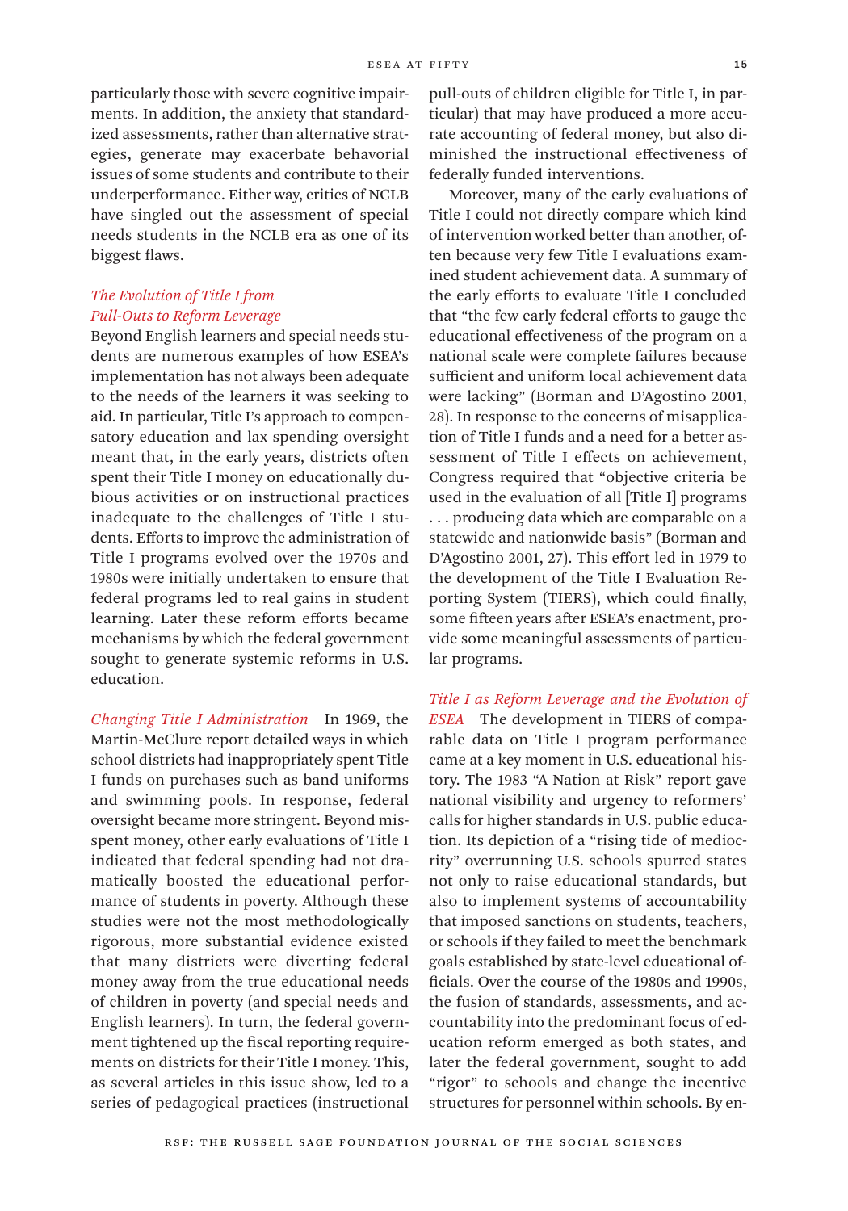particularly those with severe cognitive impairments. In addition, the anxiety that standardized assessments, rather than alternative strategies, generate may exacerbate behavioral issues of some students and contribute to their underperformance. Either way, critics of NCLB have singled out the assessment of special needs students in the NCLB era as one of its biggest flaws.

### *The Evolution of Title I from Pull-Outs to Reform Leverage*

Beyond English learners and special needs students are numerous examples of how ESEA's implementation has not always been adequate to the needs of the learners it was seeking to aid. In particular, Title I's approach to compensatory education and lax spending oversight meant that, in the early years, districts often spent their Title I money on educationally dubious activities or on instructional practices inadequate to the challenges of Title I students. Efforts to improve the administration of Title I programs evolved over the 1970s and 1980s were initially undertaken to ensure that federal programs led to real gains in student learning. Later these reform efforts became mechanisms by which the federal government sought to generate systemic reforms in U.S. education.

*Changing Title I Administration* In 1969, the Martin-McClure report detailed ways in which school districts had inappropriately spent Title I funds on purchases such as band uniforms and swimming pools. In response, federal oversight became more stringent. Beyond misspent money, other early evaluations of Title I indicated that federal spending had not dramatically boosted the educational performance of students in poverty. Although these studies were not the most methodologically rigorous, more substantial evidence existed that many districts were diverting federal money away from the true educational needs of children in poverty (and special needs and English learners). In turn, the federal government tightened up the fiscal reporting requirements on districts for their Title I money. This, as several articles in this issue show, led to a series of pedagogical practices (instructional pull-outs of children eligible for Title I, in particular) that may have produced a more accurate accounting of federal money, but also diminished the instructional effectiveness of federally funded interventions.

Moreover, many of the early evaluations of Title I could not directly compare which kind of intervention worked better than another, often because very few Title I evaluations examined student achievement data. A summary of the early efforts to evaluate Title I concluded that "the few early federal efforts to gauge the educational effectiveness of the program on a national scale were complete failures because sufficient and uniform local achievement data were lacking" (Borman and D'Agostino 2001, 28). In response to the concerns of misapplication of Title I funds and a need for a better assessment of Title I effects on achievement, Congress required that "objective criteria be used in the evaluation of all [Title I] programs . . . producing data which are comparable on a statewide and nationwide basis" (Borman and D'Agostino 2001, 27). This effort led in 1979 to the development of the Title I Evaluation Reporting System (TIERS), which could finally, some fifteen years after ESEA's enactment, provide some meaningful assessments of particular programs.

*Title I as Reform Leverage and the Evolution of ESEA* The development in TIERS of comparable data on Title I program performance came at a key moment in U.S. educational history. The 1983 "A Nation at Risk" report gave national visibility and urgency to reformers' calls for higher standards in U.S. public education. Its depiction of a "rising tide of mediocrity" overrunning U.S. schools spurred states not only to raise educational standards, but also to implement systems of accountability that imposed sanctions on students, teachers, or schools if they failed to meet the benchmark goals established by state-level educational officials. Over the course of the 1980s and 1990s, the fusion of standards, assessments, and accountability into the predominant focus of education reform emerged as both states, and later the federal government, sought to add "rigor" to schools and change the incentive structures for personnel within schools. By en-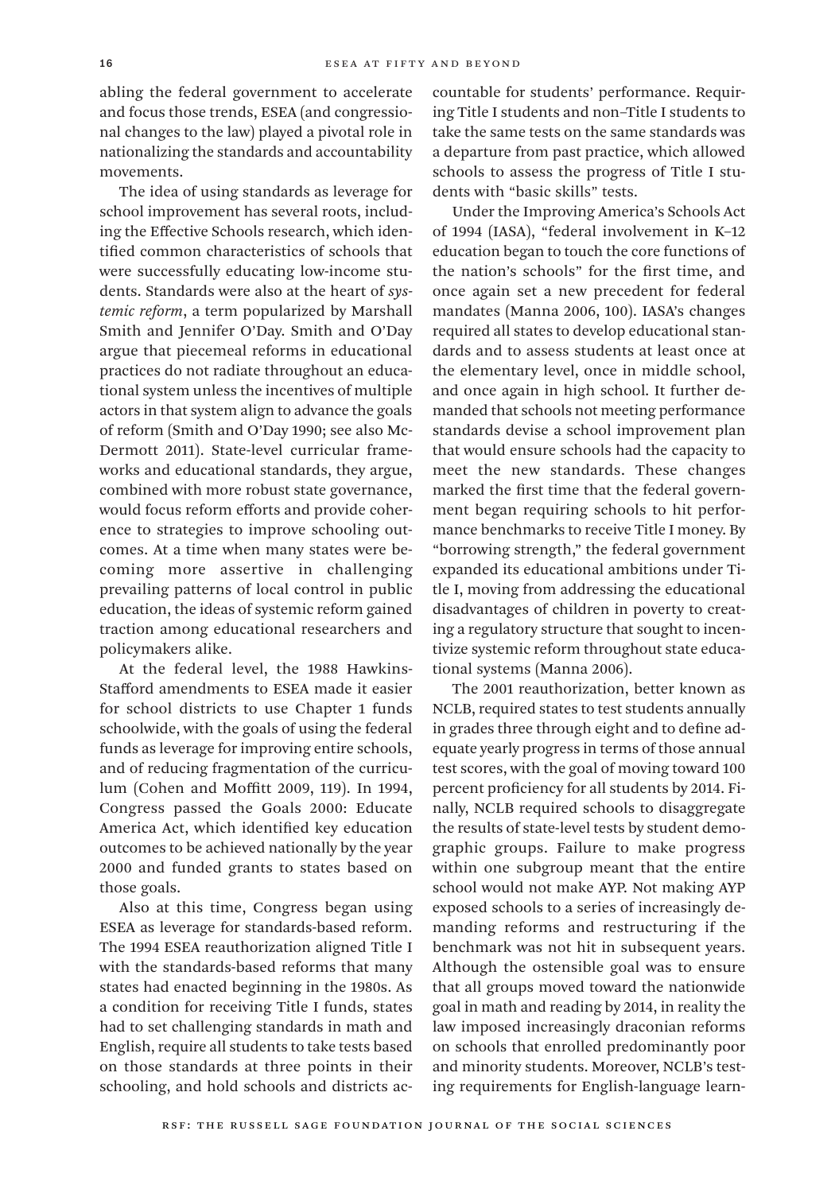abling the federal government to accelerate and focus those trends, ESEA (and congressional changes to the law) played a pivotal role in nationalizing the standards and accountability movements.

The idea of using standards as leverage for school improvement has several roots, including the Effective Schools research, which identified common characteristics of schools that were successfully educating low-income students. Standards were also at the heart of *systemic reform*, a term popularized by Marshall Smith and Jennifer O'Day. Smith and O'Day argue that piecemeal reforms in educational practices do not radiate throughout an educational system unless the incentives of multiple actors in that system align to advance the goals of reform (Smith and O'Day 1990; see also McDermott 2011). State-level curricular frameworks and educational standards, they argue, combined with more robust state governance, would focus reform efforts and provide coherence to strategies to improve schooling outcomes. At a time when many states were becoming more assertive in challenging prevailing patterns of local control in public education, the ideas of systemic reform gained traction among educational researchers and policymakers alike.

At the federal level, the 1988 Hawkins-Stafford amendments to ESEA made it easier for school districts to use Chapter 1 funds schoolwide, with the goals of using the federal funds as leverage for improving entire schools, and of reducing fragmentation of the curriculum (Cohen and Moffitt 2009, 119). In 1994, Congress passed the Goals 2000: Educate America Act, which identified key education outcomes to be achieved nationally by the year 2000 and funded grants to states based on those goals.

Also at this time, Congress began using ESEA as leverage for standards-based reform. The 1994 ESEA reauthorization aligned Title I with the standards-based reforms that many states had enacted beginning in the 1980s. As a condition for receiving Title I funds, states had to set challenging standards in math and English, require all students to take tests based on those standards at three points in their schooling, and hold schools and districts accountable for students' performance. Requiring Title I students and non–Title I students to take the same tests on the same standards was a departure from past practice, which allowed schools to assess the progress of Title I students with "basic skills" tests.

Under the Improving America's Schools Act of 1994 (IASA), "federal involvement in K–12 education began to touch the core functions of the nation's schools" for the first time, and once again set a new precedent for federal mandates (Manna 2006, 100). IASA's changes required all states to develop educational standards and to assess students at least once at the elementary level, once in middle school, and once again in high school. It further demanded that schools not meeting performance standards devise a school improvement plan that would ensure schools had the capacity to meet the new standards. These changes marked the first time that the federal government began requiring schools to hit performance benchmarks to receive Title I money. By "borrowing strength," the federal government expanded its educational ambitions under Title I, moving from addressing the educational disadvantages of children in poverty to creating a regulatory structure that sought to incentivize systemic reform throughout state educational systems (Manna 2006).

The 2001 reauthorization, better known as NCLB, required states to test students annually in grades three through eight and to define adequate yearly progress in terms of those annual test scores, with the goal of moving toward 100 percent proficiency for all students by 2014. Finally, NCLB required schools to disaggregate the results of state-level tests by student demographic groups. Failure to make progress within one subgroup meant that the entire school would not make AYP. Not making AYP exposed schools to a series of increasingly demanding reforms and restructuring if the benchmark was not hit in subsequent years. Although the ostensible goal was to ensure that all groups moved toward the nationwide goal in math and reading by 2014, in reality the law imposed increasingly draconian reforms on schools that enrolled predominantly poor and minority students. Moreover, NCLB's testing requirements for English-language learn-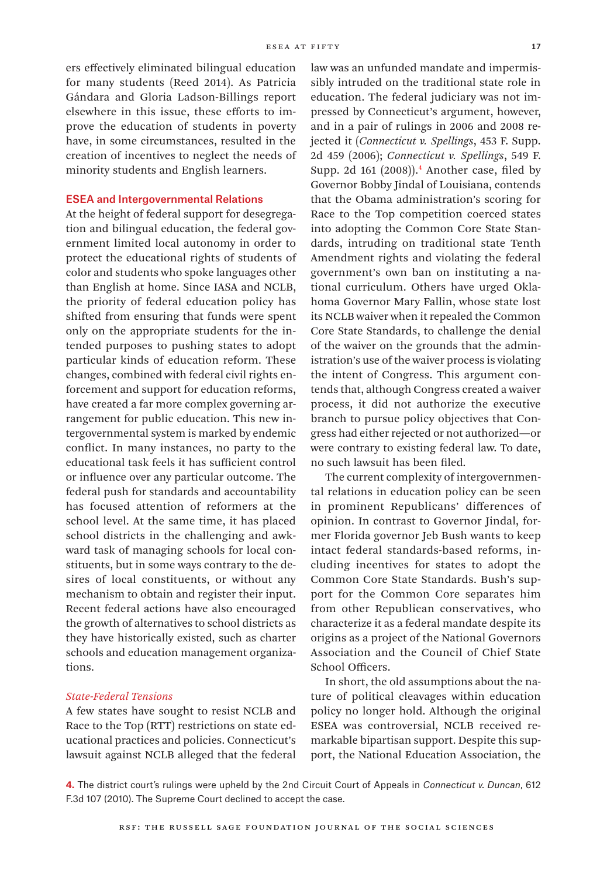ers effectively eliminated bilingual education for many students (Reed 2014). As Patricia Gándara and Gloria Ladson-Billings report elsewhere in this issue, these efforts to improve the education of students in poverty have, in some circumstances, resulted in the creation of incentives to neglect the needs of minority students and English learners.

## ESEA and Intergovernmental Relations

At the height of federal support for desegregation and bilingual education, the federal government limited local autonomy in order to protect the educational rights of students of color and students who spoke languages other than English at home. Since IASA and NCLB, the priority of federal education policy has shifted from ensuring that funds were spent only on the appropriate students for the intended purposes to pushing states to adopt particular kinds of education reform. These changes, combined with federal civil rights enforcement and support for education reforms, have created a far more complex governing arrangement for public education. This new intergovernmental system is marked by endemic conflict. In many instances, no party to the educational task feels it has sufficient control or influence over any particular outcome. The federal push for standards and accountability has focused attention of reformers at the school level. At the same time, it has placed school districts in the challenging and awkward task of managing schools for local constituents, but in some ways contrary to the desires of local constituents, or without any mechanism to obtain and register their input. Recent federal actions have also encouraged the growth of alternatives to school districts as they have historically existed, such as charter schools and education management organizations.

### *State-Federal Tensions*

A few states have sought to resist NCLB and Race to the Top (RTT) restrictions on state educational practices and policies. Connecticut's lawsuit against NCLB alleged that the federal law was an unfunded mandate and impermissibly intruded on the traditional state role in education. The federal judiciary was not impressed by Connecticut's argument, however, and in a pair of rulings in 2006 and 2008 rejected it (*Connecticut v. Spellings*, 453 F. Supp. 2d 459 (2006); *Connecticut v. Spellings*, 549 F. Supp. 2d 161 (2008)).[4] Another case, filed by Governor Bobby Jindal of Louisiana, contends that the Obama administration's scoring for Race to the Top competition coerced states into adopting the Common Core State Standards, intruding on traditional state Tenth Amendment rights and violating the federal government's own ban on instituting a national curriculum. Others have urged Oklahoma Governor Mary Fallin, whose state lost its NCLB waiver when it repealed the Common Core State Standards, to challenge the denial of the waiver on the grounds that the administration's use of the waiver process is violating the intent of Congress. This argument contends that, although Congress created a waiver process, it did not authorize the executive branch to pursue policy objectives that Congress had either rejected or not authorized—or were contrary to existing federal law. To date, no such lawsuit has been filed.

The current complexity of intergovernmental relations in education policy can be seen in prominent Republicans' differences of opinion. In contrast to Governor Jindal, former Florida governor Jeb Bush wants to keep intact federal standards-based reforms, including incentives for states to adopt the Common Core State Standards. Bush's support for the Common Core separates him from other Republican conservatives, who characterize it as a federal mandate despite its origins as a project of the National Governors Association and the Council of Chief State School Officers.

In short, the old assumptions about the nature of political cleavages within education policy no longer hold. Although the original ESEA was controversial, NCLB received remarkable bipartisan support. Despite this support, the National Education Association, the

4. The district court's rulings were upheld by the 2nd Circuit Court of Appeals in *Connecticut v. Duncan*, 612 F.3d 107 (2010). The Supreme Court declined to accept the case.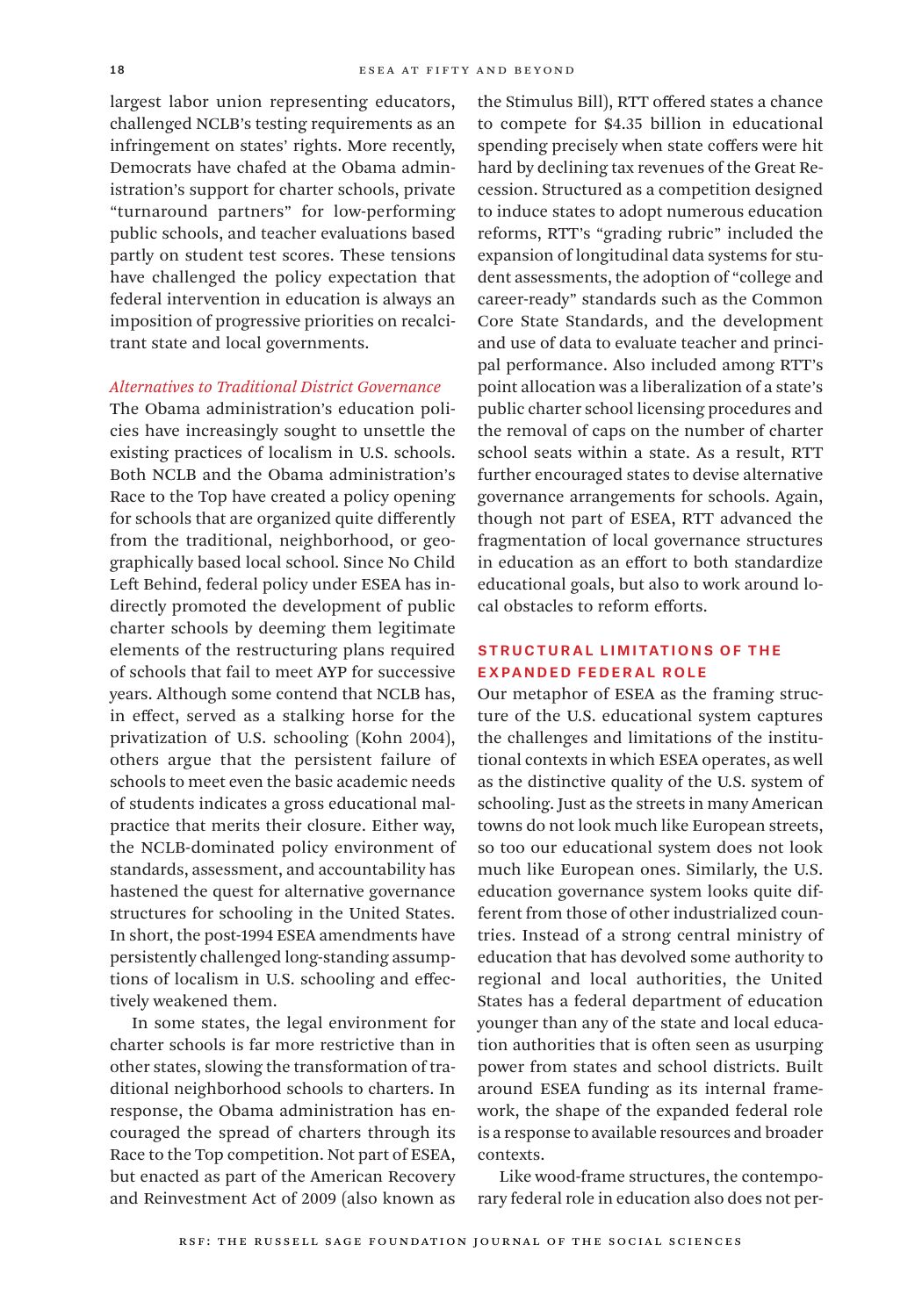largest labor union representing educators, challenged NCLB's testing requirements as an infringement on states' rights. More recently, Democrats have chafed at the Obama administration's support for charter schools, private "turnaround partners" for low-performing public schools, and teacher evaluations based partly on student test scores. These tensions have challenged the policy expectation that federal intervention in education is always an imposition of progressive priorities on recalcitrant state and local governments.

### *Alternatives to Traditional District Governance*

The Obama administration's education policies have increasingly sought to unsettle the existing practices of localism in U.S. schools. Both NCLB and the Obama administration's Race to the Top have created a policy opening for schools that are organized quite differently from the traditional, neighborhood, or geographically based local school. Since No Child Left Behind, federal policy under ESEA has indirectly promoted the development of public charter schools by deeming them legitimate elements of the restructuring plans required of schools that fail to meet AYP for successive years. Although some contend that NCLB has, in effect, served as a stalking horse for the privatization of U.S. schooling (Kohn 2004), others argue that the persistent failure of schools to meet even the basic academic needs of students indicates a gross educational malpractice that merits their closure. Either way, the NCLB-dominated policy environment of standards, assessment, and accountability has hastened the quest for alternative governance structures for schooling in the United States. In short, the post-1994 ESEA amendments have persistently challenged long-standing assumptions of localism in U.S. schooling and effectively weakened them.

In some states, the legal environment for charter schools is far more restrictive than in other states, slowing the transformation of traditional neighborhood schools to charters. In response, the Obama administration has encouraged the spread of charters through its Race to the Top competition. Not part of ESEA, but enacted as part of the American Recovery and Reinvestment Act of 2009 (also known as the Stimulus Bill), RTT offered states a chance to compete for $4.35 billion in educational spending precisely when state coffers were hit hard by declining tax revenues of the Great Recession. Structured as a competition designed to induce states to adopt numerous education reforms, RTT's "grading rubric" included the expansion of longitudinal data systems for student assessments, the adoption of "college and career-ready" standards such as the Common Core State Standards, and the development and use of data to evaluate teacher and principal performance. Also included among RTT's point allocation was a liberalization of a state's public charter school licensing procedures and the removal of caps on the number of charter school seats within a state. As a result, RTT further encouraged states to devise alternative governance arrangements for schools. Again, though not part of ESEA, RTT advanced the fragmentation of local governance structures in education as an effort to both standardize educational goals, but also to work around local obstacles to reform efforts.

## STRUCTURAL LIMITATIONS OF THE EXPANDED FEDERAL ROLE

Our metaphor of ESEA as the framing structure of the U.S. educational system captures the challenges and limitations of the institutional contexts in which ESEA operates, as well as the distinctive quality of the U.S. system of schooling. Just as the streets in many American towns do not look much like European streets, so too our educational system does not look much like European ones. Similarly, the U.S. education governance system looks quite different from those of other industrialized countries. Instead of a strong central ministry of education that has devolved some authority to regional and local authorities, the United States has a federal department of education younger than any of the state and local education authorities that is often seen as usurping power from states and school districts. Built around ESEA funding as its internal framework, the shape of the expanded federal role is a response to available resources and broader contexts.

Like wood-frame structures, the contemporary federal role in education also does not per-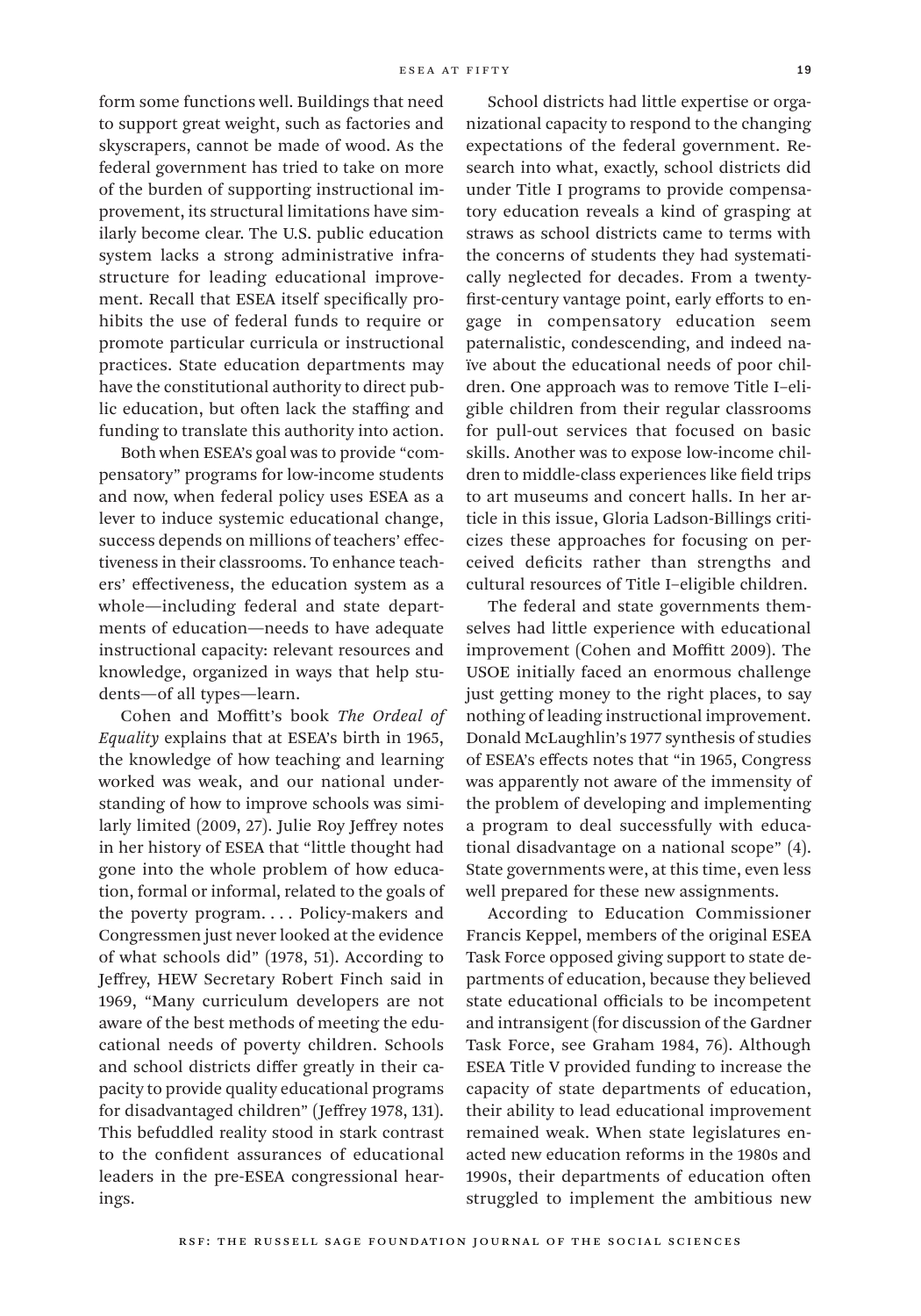form some functions well. Buildings that need to support great weight, such as factories and skyscrapers, cannot be made of wood. As the federal government has tried to take on more of the burden of supporting instructional improvement, its structural limitations have similarly become clear. The U.S. public education system lacks a strong administrative infrastructure for leading educational improvement. Recall that ESEA itself specifically prohibits the use of federal funds to require or promote particular curricula or instructional practices. State education departments may have the constitutional authority to direct public education, but often lack the staffing and funding to translate this authority into action.

Both when ESEA's goal was to provide "compensatory" programs for low-income students and now, when federal policy uses ESEA as a lever to induce systemic educational change, success depends on millions of teachers' effectiveness in their classrooms. To enhance teachers' effectiveness, the education system as a whole—including federal and state departments of education—needs to have adequate instructional capacity: relevant resources and knowledge, organized in ways that help students—of all types—learn.

Cohen and Moffitt's book *The Ordeal of Equality* explains that at ESEA's birth in 1965, the knowledge of how teaching and learning worked was weak, and our national understanding of how to improve schools was similarly limited (2009, 27). Julie Roy Jeffrey notes in her history of ESEA that "little thought had gone into the whole problem of how education, formal or informal, related to the goals of the poverty program. . . . Policy-makers and Congressmen just never looked at the evidence of what schools did" (1978, 51). According to Jeffrey, HEW Secretary Robert Finch said in 1969, "Many curriculum developers are not aware of the best methods of meeting the educational needs of poverty children. Schools and school districts differ greatly in their capacity to provide quality educational programs for disadvantaged children" (Jeffrey 1978, 131). This befuddled reality stood in stark contrast to the confident assurances of educational leaders in the pre-ESEA congressional hearings.

School districts had little expertise or organizational capacity to respond to the changing expectations of the federal government. Research into what, exactly, school districts did under Title I programs to provide compensatory education reveals a kind of grasping at straws as school districts came to terms with the concerns of students they had systematically neglected for decades. From a twenty-first-century vantage point, early efforts to engage in compensatory education seem paternalistic, condescending, and indeed naïve about the educational needs of poor children. One approach was to remove Title I–eligible children from their regular classrooms for pull-out services that focused on basic skills. Another was to expose low-income children to middle-class experiences like field trips to art museums and concert halls. In her article in this issue, Gloria Ladson-Billings criticizes these approaches for focusing on perceived deficits rather than strengths and cultural resources of Title I–eligible children.

The federal and state governments themselves had little experience with educational improvement (Cohen and Moffitt 2009). The USOE initially faced an enormous challenge just getting money to the right places, to say nothing of leading instructional improvement. Donald McLaughlin's 1977 synthesis of studies of ESEA's effects notes that "in 1965, Congress was apparently not aware of the immensity of the problem of developing and implementing a program to deal successfully with educational disadvantage on a national scope" (4). State governments were, at this time, even less well prepared for these new assignments.

According to Education Commissioner Francis Keppel, members of the original ESEA Task Force opposed giving support to state departments of education, because they believed state educational officials to be incompetent and intransigent (for discussion of the Gardner Task Force, see Graham 1984, 76). Although ESEA Title V provided funding to increase the capacity of state departments of education, their ability to lead educational improvement remained weak. When state legislatures enacted new education reforms in the 1980s and 1990s, their departments of education often struggled to implement the ambitious new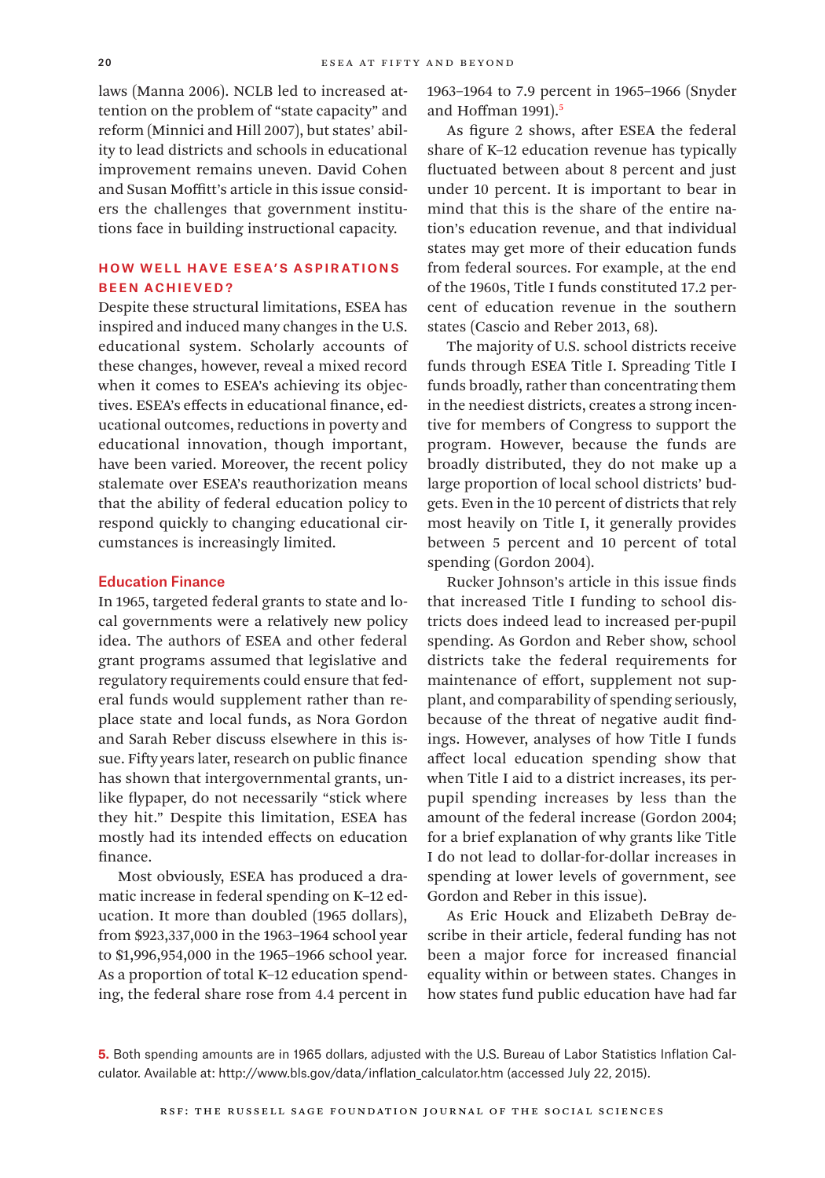laws (Manna 2006). NCLB led to increased attention on the problem of "state capacity" and reform (Minnici and Hill 2007), but states' ability to lead districts and schools in educational improvement remains uneven. David Cohen and Susan Moffitt's article in this issue considers the challenges that government institutions face in building instructional capacity.

## HOW WELL HAVE ESEA'S ASPIRATIONS BEEN ACHIEVED?

Despite these structural limitations, ESEA has inspired and induced many changes in the U.S. educational system. Scholarly accounts of these changes, however, reveal a mixed record when it comes to ESEA's achieving its objectives. ESEA's effects in educational finance, educational outcomes, reductions in poverty and educational innovation, though important, have been varied. Moreover, the recent policy stalemate over ESEA's reauthorization means that the ability of federal education policy to respond quickly to changing educational circumstances is increasingly limited.

### Education Finance

In 1965, targeted federal grants to state and local governments were a relatively new policy idea. The authors of ESEA and other federal grant programs assumed that legislative and regulatory requirements could ensure that federal funds would supplement rather than replace state and local funds, as Nora Gordon and Sarah Reber discuss elsewhere in this issue. Fifty years later, research on public finance has shown that intergovernmental grants, unlike flypaper, do not necessarily "stick where they hit." Despite this limitation, ESEA has mostly had its intended effects on education finance.

Most obviously, ESEA has produced a dramatic increase in federal spending on K–12 education. It more than doubled (1965 dollars), from $923,337,000 in the 1963–1964 school year to $1,996,954,000 in the 1965–1966 school year. As a proportion of total K–12 education spending, the federal share rose from 4.4 percent in 1963–1964 to 7.9 percent in 1965–1966 (Snyder and Hoffman 1991).[5]

As figure 2 shows, after ESEA the federal share of K–12 education revenue has typically fluctuated between about 8 percent and just under 10 percent. It is important to bear in mind that this is the share of the entire nation's education revenue, and that individual states may get more of their education funds from federal sources. For example, at the end of the 1960s, Title I funds constituted 17.2 percent of education revenue in the southern states (Cascio and Reber 2013, 68).

The majority of U.S. school districts receive funds through ESEA Title I. Spreading Title I funds broadly, rather than concentrating them in the neediest districts, creates a strong incentive for members of Congress to support the program. However, because the funds are broadly distributed, they do not make up a large proportion of local school districts' budgets. Even in the 10 percent of districts that rely most heavily on Title I, it generally provides between 5 percent and 10 percent of total spending (Gordon 2004).

Rucker Johnson's article in this issue finds that increased Title I funding to school districts does indeed lead to increased per-pupil spending. As Gordon and Reber show, school districts take the federal requirements for maintenance of effort, supplement not supplant, and comparability of spending seriously, because of the threat of negative audit findings. However, analyses of how Title I funds affect local education spending show that when Title I aid to a district increases, its per-pupil spending increases by less than the amount of the federal increase (Gordon 2004; for a brief explanation of why grants like Title I do not lead to dollar-for-dollar increases in spending at lower levels of government, see Gordon and Reber in this issue).

As Eric Houck and Elizabeth DeBray describe in their article, federal funding has not been a major force for increased financial equality within or between states. Changes in how states fund public education have had far

5. Both spending amounts are in 1965 dollars, adjusted with the U.S. Bureau of Labor Statistics Inflation Calculator. Available at: http://www.bls.gov/data/inflation_calculator.htm (accessed July 22, 2015).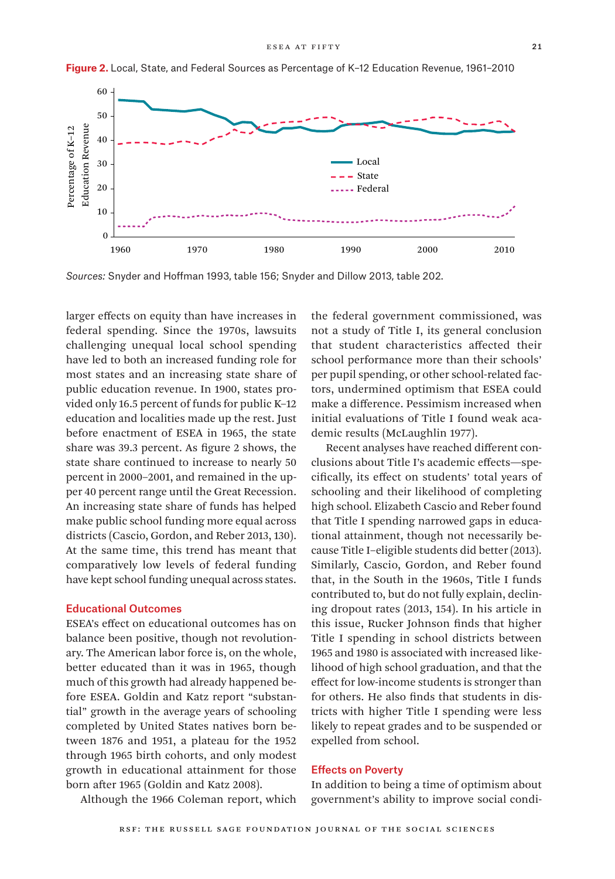**Figure 2.** Local, State, and Federal Sources as Percentage of K–12 Education Revenue, 1961–2010

*Sources:* Snyder and Hoffman 1993, table 156; Snyder and Dillow 2013, table 202.

larger effects on equity than have increases in federal spending. Since the 1970s, lawsuits challenging unequal local school spending have led to both an increased funding role for most states and an increasing state share of public education revenue. In 1900, states provided only 16.5 percent of funds for public K–12 education and localities made up the rest. Just before enactment of ESEA in 1965, the state share was 39.3 percent. As figure 2 shows, the state share continued to increase to nearly 50 percent in 2000–2001, and remained in the upper 40 percent range until the Great Recession. An increasing state share of funds has helped make public school funding more equal across districts (Cascio, Gordon, and Reber 2013, 130). At the same time, this trend has meant that comparatively low levels of federal funding have kept school funding unequal across states.

## Educational Outcomes

ESEA's effect on educational outcomes has on balance been positive, though not revolutionary. The American labor force is, on the whole, better educated than it was in 1965, though much of this growth had already happened before ESEA. Goldin and Katz report "substantial" growth in the average years of schooling completed by United States natives born between 1876 and 1951, a plateau for the 1952 through 1965 birth cohorts, and only modest growth in educational attainment for those born after 1965 (Goldin and Katz 2008).

Although the 1966 Coleman report, which the federal government commissioned, was not a study of Title I, its general conclusion that student characteristics affected their school performance more than their schools' per pupil spending, or other school-related factors, undermined optimism that ESEA could make a difference. Pessimism increased when initial evaluations of Title I found weak academic results (McLaughlin 1977).

Recent analyses have reached different conclusions about Title I's academic effects—specifically, its effect on students' total years of schooling and their likelihood of completing high school. Elizabeth Cascio and Reber found that Title I spending narrowed gaps in educational attainment, though not necessarily because Title I–eligible students did better (2013). Similarly, Cascio, Gordon, and Reber found that, in the South in the 1960s, Title I funds contributed to, but do not fully explain, declining dropout rates (2013, 154). In his article in this issue, Rucker Johnson finds that higher Title I spending in school districts between 1965 and 1980 is associated with increased likelihood of high school graduation, and that the effect for low-income students is stronger than for others. He also finds that students in districts with higher Title I spending were less likely to repeat grades and to be suspended or expelled from school.

## Effects on Poverty

In addition to being a time of optimism about government's ability to improve social condi-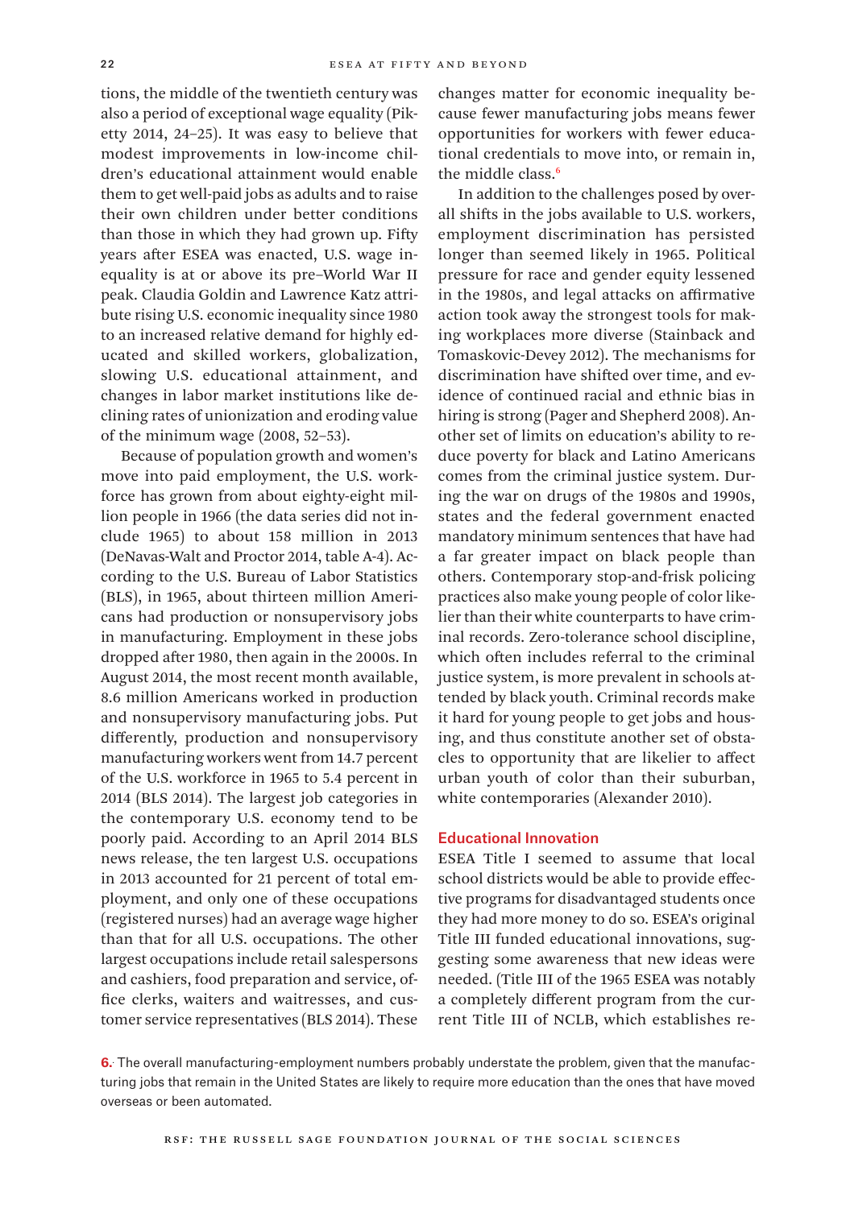tions, the middle of the twentieth century was also a period of exceptional wage equality (Piketty 2014, 24–25). It was easy to believe that modest improvements in low-income children's educational attainment would enable them to get well-paid jobs as adults and to raise their own children under better conditions than those in which they had grown up. Fifty years after ESEA was enacted, U.S. wage inequality is at or above its pre–World War II peak. Claudia Goldin and Lawrence Katz attribute rising U.S. economic inequality since 1980 to an increased relative demand for highly educated and skilled workers, globalization, slowing U.S. educational attainment, and changes in labor market institutions like declining rates of unionization and eroding value of the minimum wage (2008, 52–53).

Because of population growth and women's move into paid employment, the U.S. workforce has grown from about eighty-eight million people in 1966 (the data series did not include 1965) to about 158 million in 2013 (DeNavas-Walt and Proctor 2014, table A-4). According to the U.S. Bureau of Labor Statistics (BLS), in 1965, about thirteen million Americans had production or nonsupervisory jobs in manufacturing. Employment in these jobs dropped after 1980, then again in the 2000s. In August 2014, the most recent month available, 8.6 million Americans worked in production and nonsupervisory manufacturing jobs. Put differently, production and nonsupervisory manufacturing workers went from 14.7 percent of the U.S. workforce in 1965 to 5.4 percent in 2014 (BLS 2014). The largest job categories in the contemporary U.S. economy tend to be poorly paid. According to an April 2014 BLS news release, the ten largest U.S. occupations in 2013 accounted for 21 percent of total employment, and only one of these occupations (registered nurses) had an average wage higher than that for all U.S. occupations. The other largest occupations include retail salespersons and cashiers, food preparation and service, office clerks, waiters and waitresses, and customer service representatives (BLS 2014). These changes matter for economic inequality because fewer manufacturing jobs means fewer opportunities for workers with fewer educational credentials to move into, or remain in, the middle class.[6]

In addition to the challenges posed by overall shifts in the jobs available to U.S. workers, employment discrimination has persisted longer than seemed likely in 1965. Political pressure for race and gender equity lessened in the 1980s, and legal attacks on affirmative action took away the strongest tools for making workplaces more diverse (Stainback and Tomaskovic-Devey 2012). The mechanisms for discrimination have shifted over time, and evidence of continued racial and ethnic bias in hiring is strong (Pager and Shepherd 2008). Another set of limits on education's ability to reduce poverty for black and Latino Americans comes from the criminal justice system. During the war on drugs of the 1980s and 1990s, states and the federal government enacted mandatory minimum sentences that have had a far greater impact on black people than others. Contemporary stop-and-frisk policing practices also make young people of color likelier than their white counterparts to have criminal records. Zero-tolerance school discipline, which often includes referral to the criminal justice system, is more prevalent in schools attended by black youth. Criminal records make it hard for young people to get jobs and housing, and thus constitute another set of obstacles to opportunity that are likelier to affect urban youth of color than their suburban, white contemporaries (Alexander 2010).

## Educational Innovation

ESEA Title I seemed to assume that local school districts would be able to provide effective programs for disadvantaged students once they had more money to do so. ESEA's original Title III funded educational innovations, suggesting some awareness that new ideas were needed. (Title III of the 1965 ESEA was notably a completely different program from the current Title III of NCLB, which establishes re-

6. The overall manufacturing-employment numbers probably understate the problem, given that the manufacturing jobs that remain in the United States are likely to require more education than the ones that have moved overseas or been automated.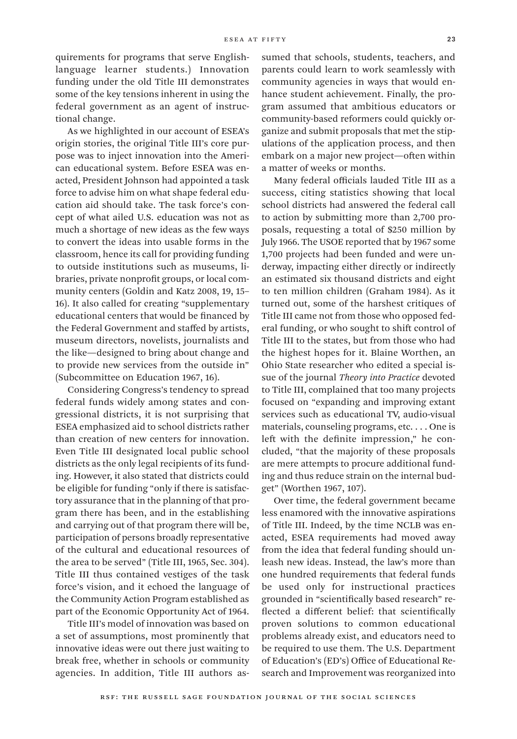quirements for programs that serve English-language learner students.) Innovation funding under the old Title III demonstrates some of the key tensions inherent in using the federal government as an agent of instructional change.

As we highlighted in our account of ESEA's origin stories, the original Title III's core purpose was to inject innovation into the American educational system. Before ESEA was enacted, President Johnson had appointed a task force to advise him on what shape federal education aid should take. The task force's concept of what ailed U.S. education was not as much a shortage of new ideas as the few ways to convert the ideas into usable forms in the classroom, hence its call for providing funding to outside institutions such as museums, libraries, private nonprofit groups, or local community centers (Goldin and Katz 2008, 19, 15–16). It also called for creating "supplementary educational centers that would be financed by the Federal Government and staffed by artists, museum directors, novelists, journalists and the like—designed to bring about change and to provide new services from the outside in" (Subcommittee on Education 1967, 16).

Considering Congress's tendency to spread federal funds widely among states and congressional districts, it is not surprising that ESEA emphasized aid to school districts rather than creation of new centers for innovation. Even Title III designated local public school districts as the only legal recipients of its funding. However, it also stated that districts could be eligible for funding "only if there is satisfactory assurance that in the planning of that program there has been, and in the establishing and carrying out of that program there will be, participation of persons broadly representative of the cultural and educational resources of the area to be served" (Title III, 1965, Sec. 304). Title III thus contained vestiges of the task force's vision, and it echoed the language of the Community Action Program established as part of the Economic Opportunity Act of 1964.

Title III's model of innovation was based on a set of assumptions, most prominently that innovative ideas were out there just waiting to break free, whether in schools or community agencies. In addition, Title III authors assumed that schools, students, teachers, and parents could learn to work seamlessly with community agencies in ways that would enhance student achievement. Finally, the program assumed that ambitious educators or community-based reformers could quickly organize and submit proposals that met the stipulations of the application process, and then embark on a major new project—often within a matter of weeks or months.

Many federal officials lauded Title III as a success, citing statistics showing that local school districts had answered the federal call to action by submitting more than 2,700 proposals, requesting a total of $250 million by July 1966. The USOE reported that by 1967 some 1,700 projects had been funded and were underway, impacting either directly or indirectly an estimated six thousand districts and eight to ten million children (Graham 1984). As it turned out, some of the harshest critiques of Title III came not from those who opposed federal funding, or who sought to shift control of Title III to the states, but from those who had the highest hopes for it. Blaine Worthen, an Ohio State researcher who edited a special issue of the journal *Theory into Practice* devoted to Title III, complained that too many projects focused on "expanding and improving extant services such as educational TV, audio-visual materials, counseling programs, etc. . . . One is left with the definite impression," he concluded, "that the majority of these proposals are mere attempts to procure additional funding and thus reduce strain on the internal budget" (Worthen 1967, 107).

Over time, the federal government became less enamored with the innovative aspirations of Title III. Indeed, by the time NCLB was enacted, ESEA requirements had moved away from the idea that federal funding should unleash new ideas. Instead, the law's more than one hundred requirements that federal funds be used only for instructional practices grounded in "scientifically based research" reflected a different belief: that scientifically proven solutions to common educational problems already exist, and educators need to be required to use them. The U.S. Department of Education's (ED's) Office of Educational Research and Improvement was reorganized into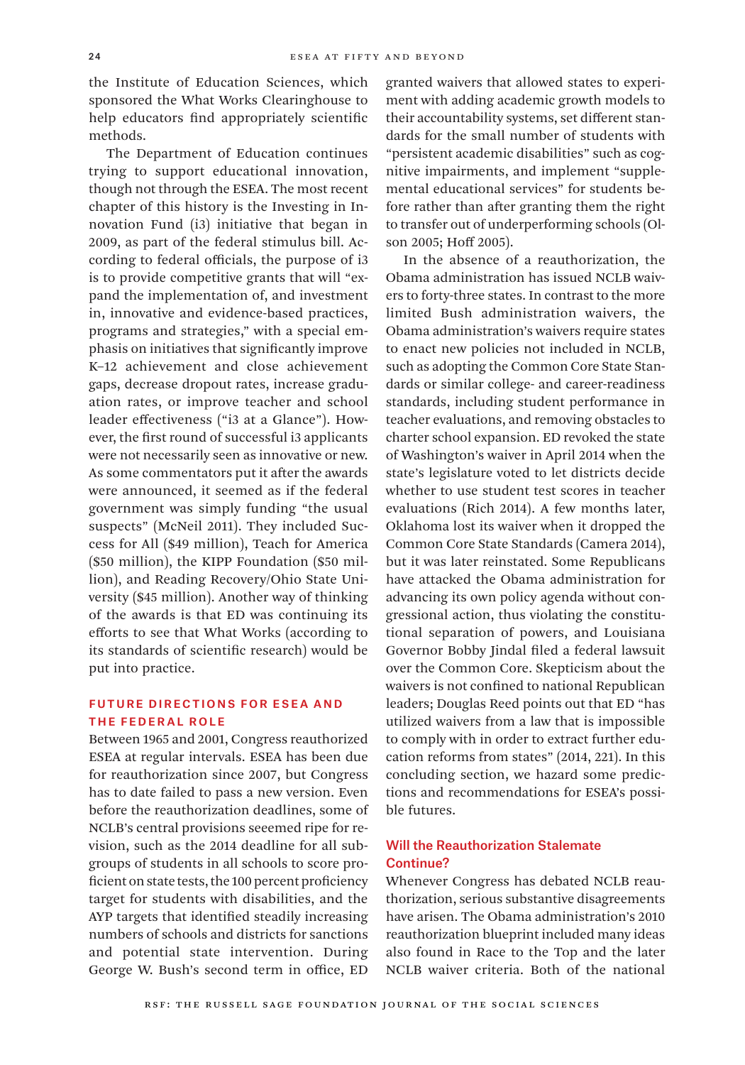the Institute of Education Sciences, which sponsored the What Works Clearinghouse to help educators find appropriately scientific methods.

The Department of Education continues trying to support educational innovation, though not through the ESEA. The most recent chapter of this history is the Investing in Innovation Fund (i3) initiative that began in 2009, as part of the federal stimulus bill. According to federal officials, the purpose of i3 is to provide competitive grants that will "expand the implementation of, and investment in, innovative and evidence-based practices, programs and strategies," with a special emphasis on initiatives that significantly improve K–12 achievement and close achievement gaps, decrease dropout rates, increase graduation rates, or improve teacher and school leader effectiveness ("i3 at a Glance"). However, the first round of successful i3 applicants were not necessarily seen as innovative or new. As some commentators put it after the awards were announced, it seemed as if the federal government was simply funding "the usual suspects" (McNeil 2011). They included Success for All ($49 million), Teach for America ($50 million), the KIPP Foundation ($50 million), and Reading Recovery/Ohio State University ($45 million). Another way of thinking of the awards is that ED was continuing its efforts to see that What Works (according to its standards of scientific research) would be put into practice.

## FUTURE DIRECTIONS FOR ESEA AND THE FEDERAL ROLE

Between 1965 and 2001, Congress reauthorized ESEA at regular intervals. ESEA has been due for reauthorization since 2007, but Congress has to date failed to pass a new version. Even before the reauthorization deadlines, some of NCLB's central provisions seeemed ripe for revision, such as the 2014 deadline for all subgroups of students in all schools to score proficient on state tests, the 100 percent proficiency target for students with disabilities, and the AYP targets that identified steadily increasing numbers of schools and districts for sanctions and potential state intervention. During George W. Bush's second term in office, ED granted waivers that allowed states to experiment with adding academic growth models to their accountability systems, set different standards for the small number of students with "persistent academic disabilities" such as cognitive impairments, and implement "supplemental educational services" for students before rather than after granting them the right to transfer out of underperforming schools (Olson 2005; Hoff 2005).

In the absence of a reauthorization, the Obama administration has issued NCLB waivers to forty-three states. In contrast to the more limited Bush administration waivers, the Obama administration's waivers require states to enact new policies not included in NCLB, such as adopting the Common Core State Standards or similar college- and career-readiness standards, including student performance in teacher evaluations, and removing obstacles to charter school expansion. ED revoked the state of Washington's waiver in April 2014 when the state's legislature voted to let districts decide whether to use student test scores in teacher evaluations (Rich 2014). A few months later, Oklahoma lost its waiver when it dropped the Common Core State Standards (Camera 2014), but it was later reinstated. Some Republicans have attacked the Obama administration for advancing its own policy agenda without congressional action, thus violating the constitutional separation of powers, and Louisiana Governor Bobby Jindal filed a federal lawsuit over the Common Core. Skepticism about the waivers is not confined to national Republican leaders; Douglas Reed points out that ED "has utilized waivers from a law that is impossible to comply with in order to extract further education reforms from states" (2014, 221). In this concluding section, we hazard some predictions and recommendations for ESEA's possible futures.

### Will the Reauthorization Stalemate Continue?

Whenever Congress has debated NCLB reauthorization, serious substantive disagreements have arisen. The Obama administration's 2010 reauthorization blueprint included many ideas also found in Race to the Top and the later NCLB waiver criteria. Both of the national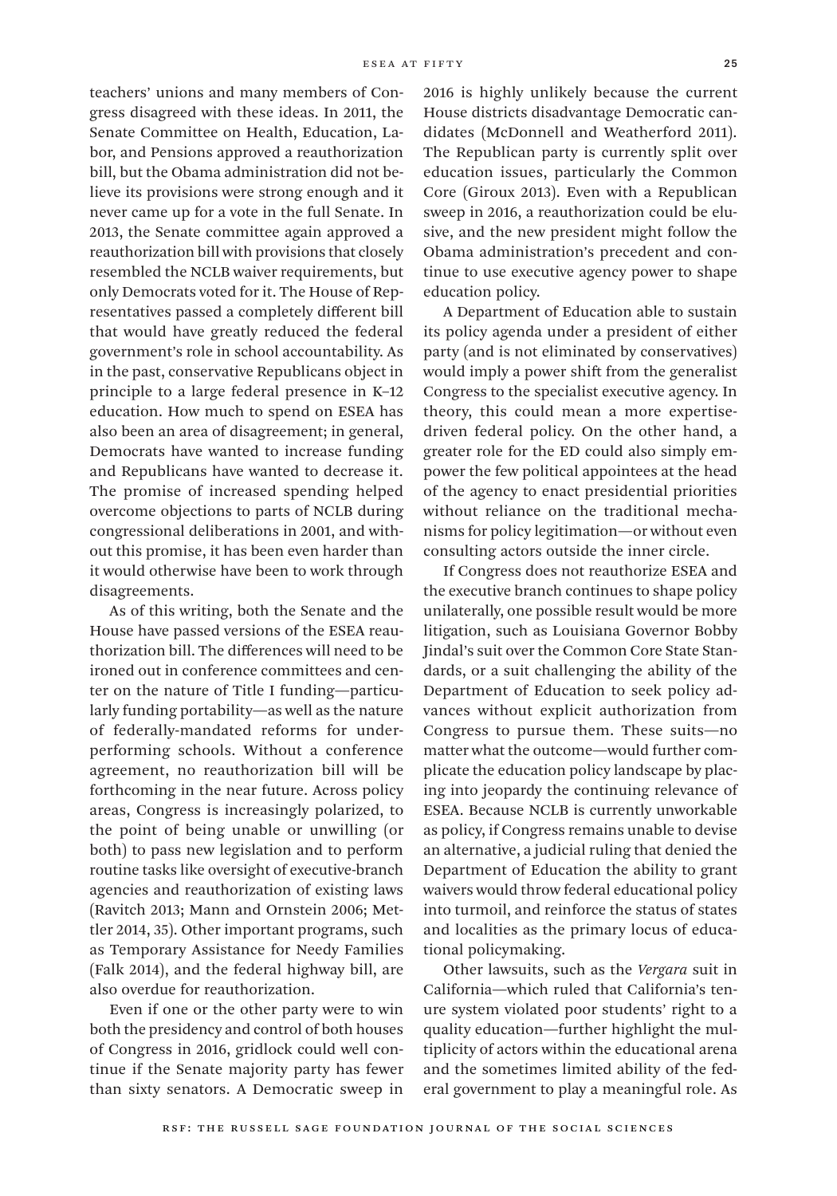teachers' unions and many members of Congress disagreed with these ideas. In 2011, the Senate Committee on Health, Education, Labor, and Pensions approved a reauthorization bill, but the Obama administration did not believe its provisions were strong enough and it never came up for a vote in the full Senate. In 2013, the Senate committee again approved a reauthorization bill with provisions that closely resembled the NCLB waiver requirements, but only Democrats voted for it. The House of Representatives passed a completely different bill that would have greatly reduced the federal government's role in school accountability. As in the past, conservative Republicans object in principle to a large federal presence in K–12 education. How much to spend on ESEA has also been an area of disagreement; in general, Democrats have wanted to increase funding and Republicans have wanted to decrease it. The promise of increased spending helped overcome objections to parts of NCLB during congressional deliberations in 2001, and without this promise, it has been even harder than it would otherwise have been to work through disagreements.

As of this writing, both the Senate and the House have passed versions of the ESEA reauthorization bill. The differences will need to be ironed out in conference committees and center on the nature of Title I funding—particularly funding portability—as well as the nature of federally-mandated reforms for underperforming schools. Without a conference agreement, no reauthorization bill will be forthcoming in the near future. Across policy areas, Congress is increasingly polarized, to the point of being unable or unwilling (or both) to pass new legislation and to perform routine tasks like oversight of executive-branch agencies and reauthorization of existing laws (Ravitch 2013; Mann and Ornstein 2006; Mettler 2014, 35). Other important programs, such as Temporary Assistance for Needy Families (Falk 2014), and the federal highway bill, are also overdue for reauthorization.

Even if one or the other party were to win both the presidency and control of both houses of Congress in 2016, gridlock could well continue if the Senate majority party has fewer than sixty senators. A Democratic sweep in 2016 is highly unlikely because the current House districts disadvantage Democratic candidates (McDonnell and Weatherford 2011). The Republican party is currently split over education issues, particularly the Common Core (Giroux 2013). Even with a Republican sweep in 2016, a reauthorization could be elusive, and the new president might follow the Obama administration's precedent and continue to use executive agency power to shape education policy.

A Department of Education able to sustain its policy agenda under a president of either party (and is not eliminated by conservatives) would imply a power shift from the generalist Congress to the specialist executive agency. In theory, this could mean a more expertise-driven federal policy. On the other hand, a greater role for the ED could also simply empower the few political appointees at the head of the agency to enact presidential priorities without reliance on the traditional mechanisms for policy legitimation—or without even consulting actors outside the inner circle.

If Congress does not reauthorize ESEA and the executive branch continues to shape policy unilaterally, one possible result would be more litigation, such as Louisiana Governor Bobby Jindal's suit over the Common Core State Standards, or a suit challenging the ability of the Department of Education to seek policy advances without explicit authorization from Congress to pursue them. These suits—no matter what the outcome—would further complicate the education policy landscape by placing into jeopardy the continuing relevance of ESEA. Because NCLB is currently unworkable as policy, if Congress remains unable to devise an alternative, a judicial ruling that denied the Department of Education the ability to grant waivers would throw federal educational policy into turmoil, and reinforce the status of states and localities as the primary locus of educational policymaking.

Other lawsuits, such as the *Vergara* suit in California—which ruled that California's tenure system violated poor students' right to a quality education—further highlight the multiplicity of actors within the educational arena and the sometimes limited ability of the federal government to play a meaningful role. As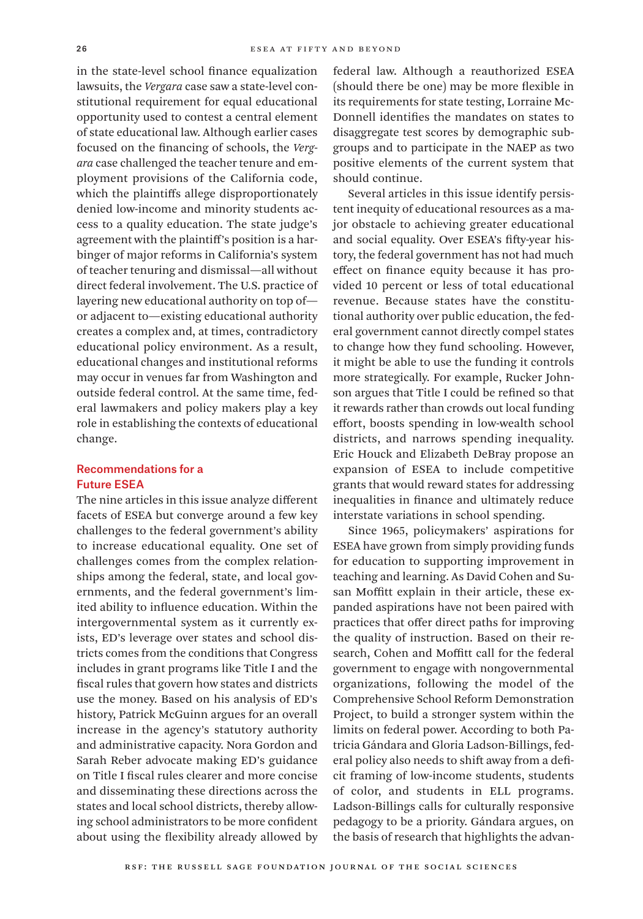in the state-level school finance equalization lawsuits, the *Vergara* case saw a state-level constitutional requirement for equal educational opportunity used to contest a central element of state educational law. Although earlier cases focused on the financing of schools, the *Vergara* case challenged the teacher tenure and employment provisions of the California code, which the plaintiffs allege disproportionately denied low-income and minority students access to a quality education. The state judge's agreement with the plaintiff's position is a harbinger of major reforms in California's system of teacher tenuring and dismissal—all without direct federal involvement. The U.S. practice of layering new educational authority on top of—or adjacent to—existing educational authority creates a complex and, at times, contradictory educational policy environment. As a result, educational changes and institutional reforms may occur in venues far from Washington and outside federal control. At the same time, federal lawmakers and policy makers play a key role in establishing the contexts of educational change.

## Recommendations for a Future ESEA

The nine articles in this issue analyze different facets of ESEA but converge around a few key challenges to the federal government's ability to increase educational equality. One set of challenges comes from the complex relationships among the federal, state, and local governments, and the federal government's limited ability to influence education. Within the intergovernmental system as it currently exists, ED's leverage over states and school districts comes from the conditions that Congress includes in grant programs like Title I and the fiscal rules that govern how states and districts use the money. Based on his analysis of ED's history, Patrick McGuinn argues for an overall increase in the agency's statutory authority and administrative capacity. Nora Gordon and Sarah Reber advocate making ED's guidance on Title I fiscal rules clearer and more concise and disseminating these directions across the states and local school districts, thereby allowing school administrators to be more confident about using the flexibility already allowed by federal law. Although a reauthorized ESEA (should there be one) may be more flexible in its requirements for state testing, Lorraine McDonnell identifies the mandates on states to disaggregate test scores by demographic subgroups and to participate in the NAEP as two positive elements of the current system that should continue.

Several articles in this issue identify persistent inequity of educational resources as a major obstacle to achieving greater educational and social equality. Over ESEA's fifty-year history, the federal government has not had much effect on finance equity because it has provided 10 percent or less of total educational revenue. Because states have the constitutional authority over public education, the federal government cannot directly compel states to change how they fund schooling. However, it might be able to use the funding it controls more strategically. For example, Rucker Johnson argues that Title I could be refined so that it rewards rather than crowds out local funding effort, boosts spending in low-wealth school districts, and narrows spending inequality. Eric Houck and Elizabeth DeBray propose an expansion of ESEA to include competitive grants that would reward states for addressing inequalities in finance and ultimately reduce interstate variations in school spending.

Since 1965, policymakers' aspirations for ESEA have grown from simply providing funds for education to supporting improvement in teaching and learning. As David Cohen and Susan Moffitt explain in their article, these expanded aspirations have not been paired with practices that offer direct paths for improving the quality of instruction. Based on their research, Cohen and Moffitt call for the federal government to engage with nongovernmental organizations, following the model of the Comprehensive School Reform Demonstration Project, to build a stronger system within the limits on federal power. According to both Patricia Gándara and Gloria Ladson-Billings, federal policy also needs to shift away from a deficit framing of low-income students, students of color, and students in ELL programs. Ladson-Billings calls for culturally responsive pedagogy to be a priority. Gándara argues, on the basis of research that highlights the advan-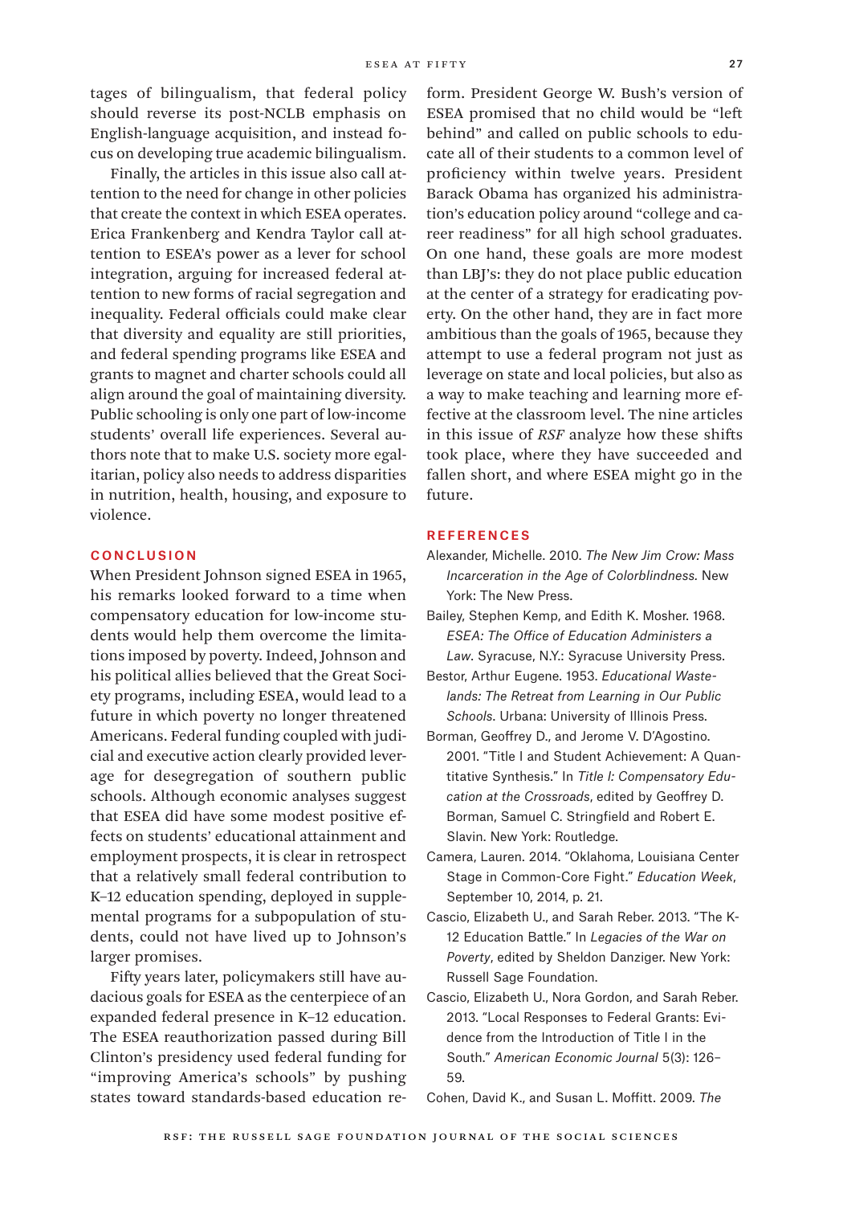tages of bilingualism, that federal policy should reverse its post-NCLB emphasis on English-language acquisition, and instead focus on developing true academic bilingualism.

Finally, the articles in this issue also call attention to the need for change in other policies that create the context in which ESEA operates. Erica Frankenberg and Kendra Taylor call attention to ESEA's power as a lever for school integration, arguing for increased federal attention to new forms of racial segregation and inequality. Federal officials could make clear that diversity and equality are still priorities, and federal spending programs like ESEA and grants to magnet and charter schools could all align around the goal of maintaining diversity. Public schooling is only one part of low-income students' overall life experiences. Several authors note that to make U.S. society more egalitarian, policy also needs to address disparities in nutrition, health, housing, and exposure to violence.

## CONCLUSION

When President Johnson signed ESEA in 1965, his remarks looked forward to a time when compensatory education for low-income students would help them overcome the limitations imposed by poverty. Indeed, Johnson and his political allies believed that the Great Society programs, including ESEA, would lead to a future in which poverty no longer threatened Americans. Federal funding coupled with judicial and executive action clearly provided leverage for desegregation of southern public schools. Although economic analyses suggest that ESEA did have some modest positive effects on students' educational attainment and employment prospects, it is clear in retrospect that a relatively small federal contribution to K–12 education spending, deployed in supplemental programs for a subpopulation of students, could not have lived up to Johnson's larger promises.

Fifty years later, policymakers still have audacious goals for ESEA as the centerpiece of an expanded federal presence in K–12 education. The ESEA reauthorization passed during Bill Clinton's presidency used federal funding for "improving America's schools" by pushing states toward standards-based education reform. President George W. Bush's version of ESEA promised that no child would be "left behind" and called on public schools to educate all of their students to a common level of proficiency within twelve years. President Barack Obama has organized his administration's education policy around "college and career readiness" for all high school graduates. On one hand, these goals are more modest than LBJ's: they do not place public education at the center of a strategy for eradicating poverty. On the other hand, they are in fact more ambitious than the goals of 1965, because they attempt to use a federal program not just as leverage on state and local policies, but also as a way to make teaching and learning more effective at the classroom level. The nine articles in this issue of *RSF* analyze how these shifts took place, where they have succeeded and fallen short, and where ESEA might go in the future.

## REFERENCES

Alexander, Michelle. 2010. *The New Jim Crow: Mass Incarceration in the Age of Colorblindness*. New York: The New Press.

Bailey, Stephen Kemp, and Edith K. Mosher. 1968. *ESEA: The Office of Education Administers a Law*. Syracuse, N.Y.: Syracuse University Press.

Bestor, Arthur Eugene. 1953. *Educational Wastelands: The Retreat from Learning in Our Public Schools*. Urbana: University of Illinois Press.

Borman, Geoffrey D., and Jerome V. D'Agostino. 2001. "Title I and Student Achievement: A Quantitative Synthesis." In *Title I: Compensatory Education at the Crossroads*, edited by Geoffrey D. Borman, Samuel C. Stringfield and Robert E. Slavin. New York: Routledge.

Camera, Lauren. 2014. "Oklahoma, Louisiana Center Stage in Common-Core Fight." *Education Week*, September 10, 2014, p. 21.

Cascio, Elizabeth U., and Sarah Reber. 2013. "The K-12 Education Battle." In *Legacies of the War on Poverty*, edited by Sheldon Danziger. New York: Russell Sage Foundation.

Cascio, Elizabeth U., Nora Gordon, and Sarah Reber. 2013. "Local Responses to Federal Grants: Evidence from the Introduction of Title I in the South." *American Economic Journal* 5(3): 126–59.

Cohen, David K., and Susan L. Moffitt. 2009. *The*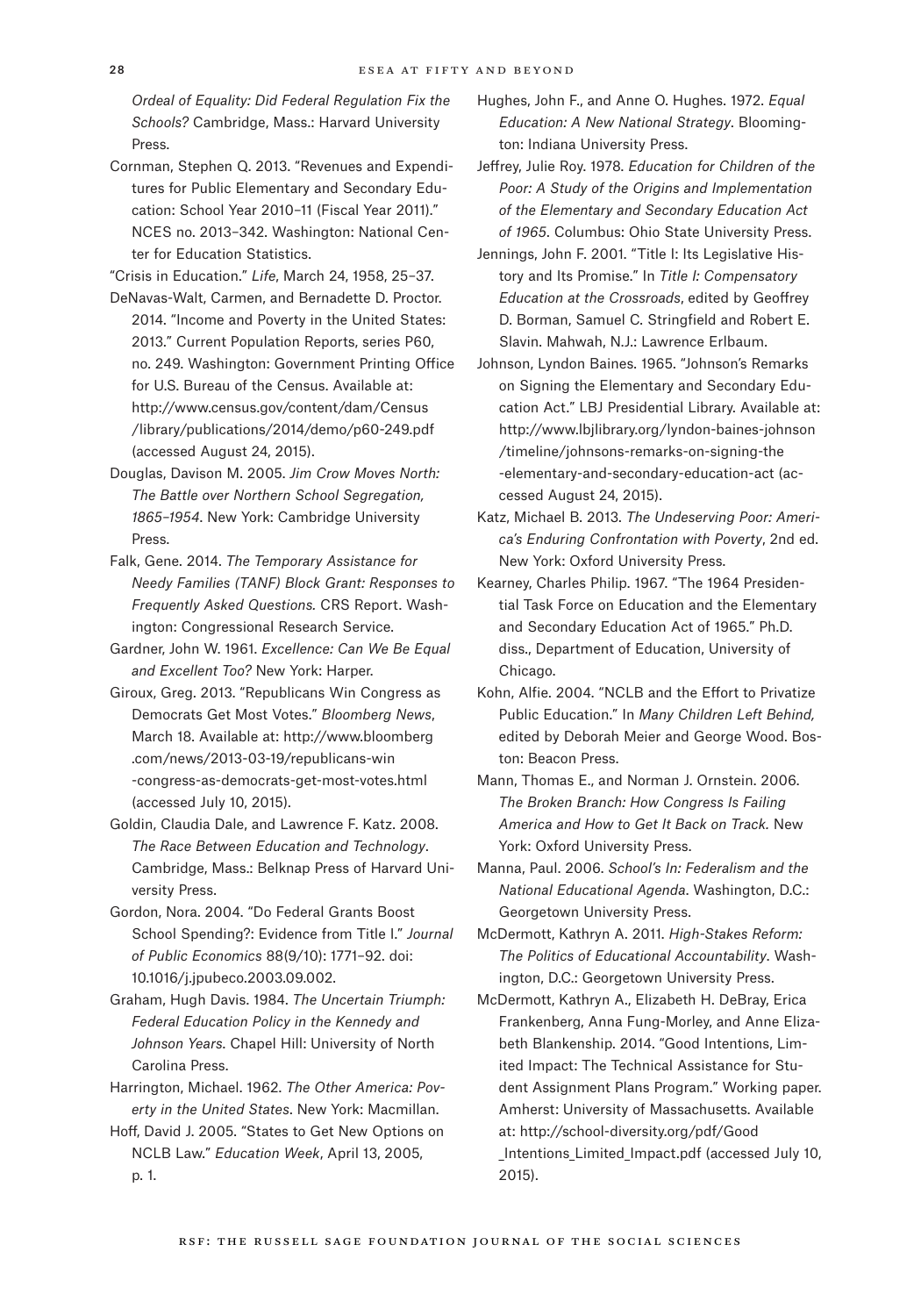*Ordeal of Equality: Did Federal Regulation Fix the Schools?* Cambridge, Mass.: Harvard University Press.

Cornman, Stephen Q. 2013. "Revenues and Expenditures for Public Elementary and Secondary Education: School Year 2010–11 (Fiscal Year 2011)." NCES no. 2013–342. Washington: National Center for Education Statistics.

"Crisis in Education." *Life*, March 24, 1958, 25–37.

DeNavas-Walt, Carmen, and Bernadette D. Proctor. 2014. "Income and Poverty in the United States: 2013." Current Population Reports, series P60, no. 249. Washington: Government Printing Office for U.S. Bureau of the Census. Available at: http://www.census.gov/content/dam/Census/library/publications/2014/demo/p60-249.pdf (accessed August 24, 2015).

Douglas, Davison M. 2005. *Jim Crow Moves North: The Battle over Northern School Segregation, 1865–1954*. New York: Cambridge University Press.

Falk, Gene. 2014. *The Temporary Assistance for Needy Families (TANF) Block Grant: Responses to Frequently Asked Questions.* CRS Report. Washington: Congressional Research Service.

Gardner, John W. 1961. *Excellence: Can We Be Equal and Excellent Too?* New York: Harper.

Giroux, Greg. 2013. "Republicans Win Congress as Democrats Get Most Votes." *Bloomberg News*, March 18. Available at: http://www.bloomberg.com/news/2013-03-19/republicans-win-congress-as-democrats-get-most-votes.html (accessed July 10, 2015).

Goldin, Claudia Dale, and Lawrence F. Katz. 2008. *The Race Between Education and Technology*. Cambridge, Mass.: Belknap Press of Harvard University Press.

Gordon, Nora. 2004. "Do Federal Grants Boost School Spending?: Evidence from Title I." *Journal of Public Economics* 88(9/10): 1771–92. doi: 10.1016/j.jpubeco.2003.09.002.

Graham, Hugh Davis. 1984. *The Uncertain Triumph: Federal Education Policy in the Kennedy and Johnson Years.* Chapel Hill: University of North Carolina Press.

Harrington, Michael. 1962. *The Other America: Poverty in the United States*. New York: Macmillan.

Hoff, David J. 2005. "States to Get New Options on NCLB Law." *Education Week*, April 13, 2005, p. 1.

Hughes, John F., and Anne O. Hughes. 1972. *Equal Education: A New National Strategy*. Bloomington: Indiana University Press.

Jeffrey, Julie Roy. 1978. *Education for Children of the Poor: A Study of the Origins and Implementation of the Elementary and Secondary Education Act of 1965*. Columbus: Ohio State University Press.

Jennings, John F. 2001. "Title I: Its Legislative History and Its Promise." In *Title I: Compensatory Education at the Crossroads*, edited by Geoffrey D. Borman, Samuel C. Stringfield and Robert E. Slavin. Mahwah, N.J.: Lawrence Erlbaum.

Johnson, Lyndon Baines. 1965. "Johnson's Remarks on Signing the Elementary and Secondary Education Act." LBJ Presidential Library. Available at: http://www.lbjlibrary.org/lyndon-baines-johnson/timeline/johnsons-remarks-on-signing-the-elementary-and-secondary-education-act (accessed August 24, 2015).

Katz, Michael B. 2013. *The Undeserving Poor: America's Enduring Confrontation with Poverty*, 2nd ed. New York: Oxford University Press.

Kearney, Charles Philip. 1967. "The 1964 Presidential Task Force on Education and the Elementary and Secondary Education Act of 1965." Ph.D. diss., Department of Education, University of Chicago.

Kohn, Alfie. 2004. "NCLB and the Effort to Privatize Public Education." In *Many Children Left Behind,* edited by Deborah Meier and George Wood. Boston: Beacon Press.

Mann, Thomas E., and Norman J. Ornstein. 2006. *The Broken Branch: How Congress Is Failing America and How to Get It Back on Track.* New York: Oxford University Press.

Manna, Paul. 2006. *School's In: Federalism and the National Educational Agenda*. Washington, D.C.: Georgetown University Press.

McDermott, Kathryn A. 2011. *High-Stakes Reform: The Politics of Educational Accountability*. Washington, D.C.: Georgetown University Press.

McDermott, Kathryn A., Elizabeth H. DeBray, Erica Frankenberg, Anna Fung-Morley, and Anne Elizabeth Blankenship. 2014. "Good Intentions, Limited Impact: The Technical Assistance for Student Assignment Plans Program." Working paper. Amherst: University of Massachusetts. Available at: http://school-diversity.org/pdf/Good_Intentions_Limited_Impact.pdf (accessed July 10, 2015).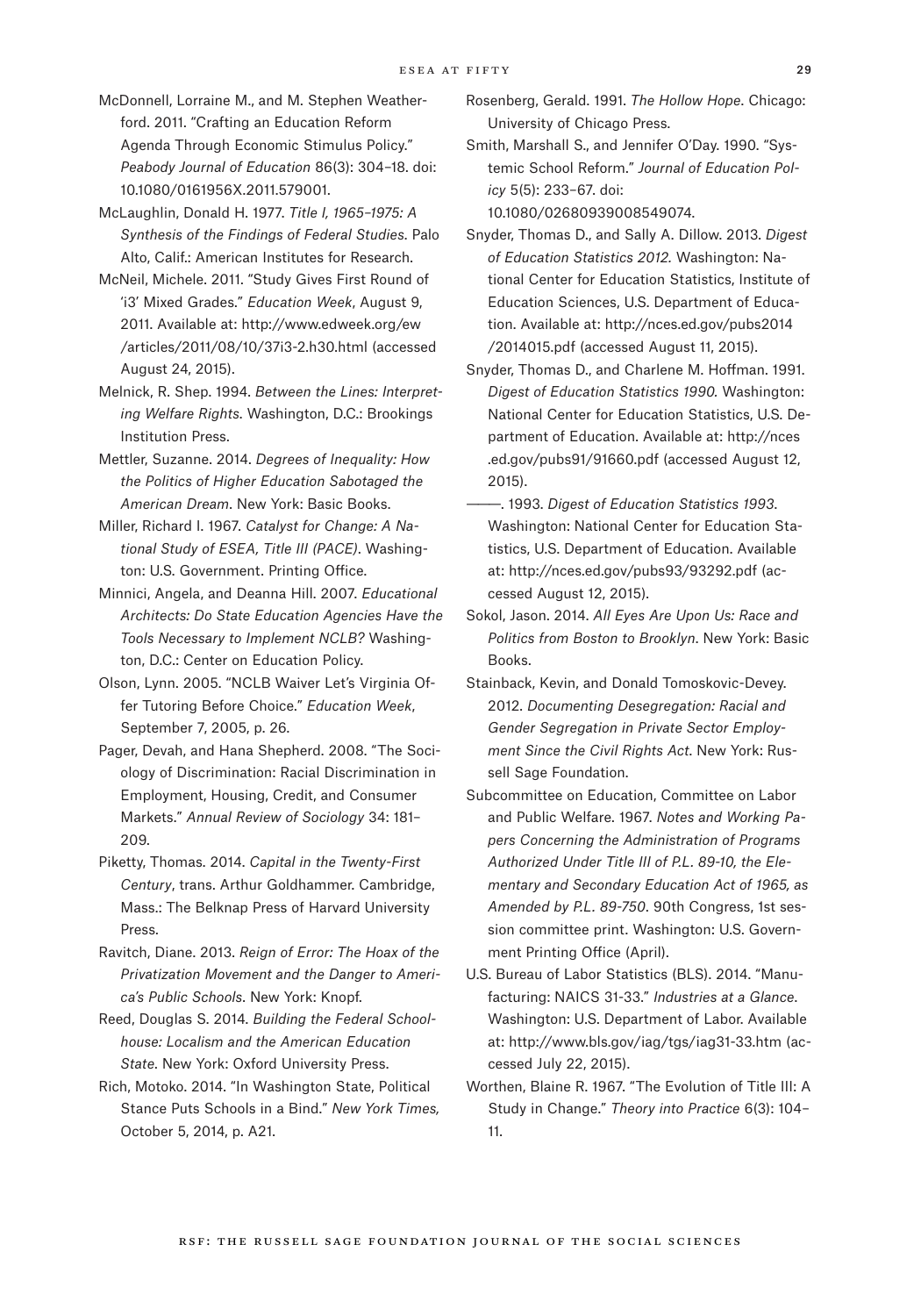McDonnell, Lorraine M., and M. Stephen Weatherford. 2011. "Crafting an Education Reform Agenda Through Economic Stimulus Policy." *Peabody Journal of Education* 86(3): 304–18. doi: 10.1080/0161956X.2011.579001.

McLaughlin, Donald H. 1977. *Title I, 1965–1975: A Synthesis of the Findings of Federal Studies*. Palo Alto, Calif.: American Institutes for Research.

McNeil, Michele. 2011. "Study Gives First Round of 'i3' Mixed Grades." *Education Week*, August 9, 2011. Available at: http://www.edweek.org/ew/articles/2011/08/10/37i3-2.h30.html (accessed August 24, 2015).

Melnick, R. Shep. 1994. *Between the Lines: Interpreting Welfare Rights*. Washington, D.C.: Brookings Institution Press.

Mettler, Suzanne. 2014. *Degrees of Inequality: How the Politics of Higher Education Sabotaged the American Dream*. New York: Basic Books.

Miller, Richard I. 1967. *Catalyst for Change: A National Study of ESEA, Title III (PACE)*. Washington: U.S. Government. Printing Office.

Minnici, Angela, and Deanna Hill. 2007. *Educational Architects: Do State Education Agencies Have the Tools Necessary to Implement NCLB?* Washington, D.C.: Center on Education Policy.

Olson, Lynn. 2005. "NCLB Waiver Let's Virginia Offer Tutoring Before Choice." *Education Week*, September 7, 2005, p. 26.

Pager, Devah, and Hana Shepherd. 2008. "The Sociology of Discrimination: Racial Discrimination in Employment, Housing, Credit, and Consumer Markets." *Annual Review of Sociology* 34: 181–209.

Piketty, Thomas. 2014. *Capital in the Twenty-First Century*, trans. Arthur Goldhammer. Cambridge, Mass.: The Belknap Press of Harvard University Press.

Ravitch, Diane. 2013. *Reign of Error: The Hoax of the Privatization Movement and the Danger to America's Public Schools*. New York: Knopf.

Reed, Douglas S. 2014. *Building the Federal Schoolhouse: Localism and the American Education State*. New York: Oxford University Press.

Rich, Motoko. 2014. "In Washington State, Political Stance Puts Schools in a Bind." *New York Times,* October 5, 2014, p. A21.

Rosenberg, Gerald. 1991. *The Hollow Hope*. Chicago: University of Chicago Press.

Smith, Marshall S., and Jennifer O'Day. 1990. "Systemic School Reform." *Journal of Education Policy* 5(5): 233–67. doi: 10.1080/02680939008549074.

Snyder, Thomas D., and Sally A. Dillow. 2013. *Digest of Education Statistics 2012.* Washington: National Center for Education Statistics, Institute of Education Sciences, U.S. Department of Education. Available at: http://nces.ed.gov/pubs2014/2014015.pdf (accessed August 11, 2015).

Snyder, Thomas D., and Charlene M. Hoffman. 1991. *Digest of Education Statistics 1990.* Washington: National Center for Education Statistics, U.S. Department of Education. Available at: http://nces.ed.gov/pubs91/91660.pdf (accessed August 12, 2015).

———. 1993. *Digest of Education Statistics 1993*. Washington: National Center for Education Statistics, U.S. Department of Education. Available at: http://nces.ed.gov/pubs93/93292.pdf (accessed August 12, 2015).

Sokol, Jason. 2014. *All Eyes Are Upon Us: Race and Politics from Boston to Brooklyn*. New York: Basic Books.

Stainback, Kevin, and Donald Tomoskovic-Devey. 2012. *Documenting Desegregation: Racial and Gender Segregation in Private Sector Employment Since the Civil Rights Act*. New York: Russell Sage Foundation.

Subcommittee on Education, Committee on Labor and Public Welfare. 1967. *Notes and Working Papers Concerning the Administration of Programs Authorized Under Title III of P.L. 89-10, the Elementary and Secondary Education Act of 1965, as Amended by P.L. 89-750*. 90th Congress, 1st session committee print. Washington: U.S. Government Printing Office (April).

U.S. Bureau of Labor Statistics (BLS). 2014. "Manufacturing: NAICS 31-33." *Industries at a Glance*. Washington: U.S. Department of Labor. Available at: http://www.bls.gov/iag/tgs/iag31-33.htm (accessed July 22, 2015).

Worthen, Blaine R. 1967. "The Evolution of Title III: A Study in Change." *Theory into Practice* 6(3): 104–11.